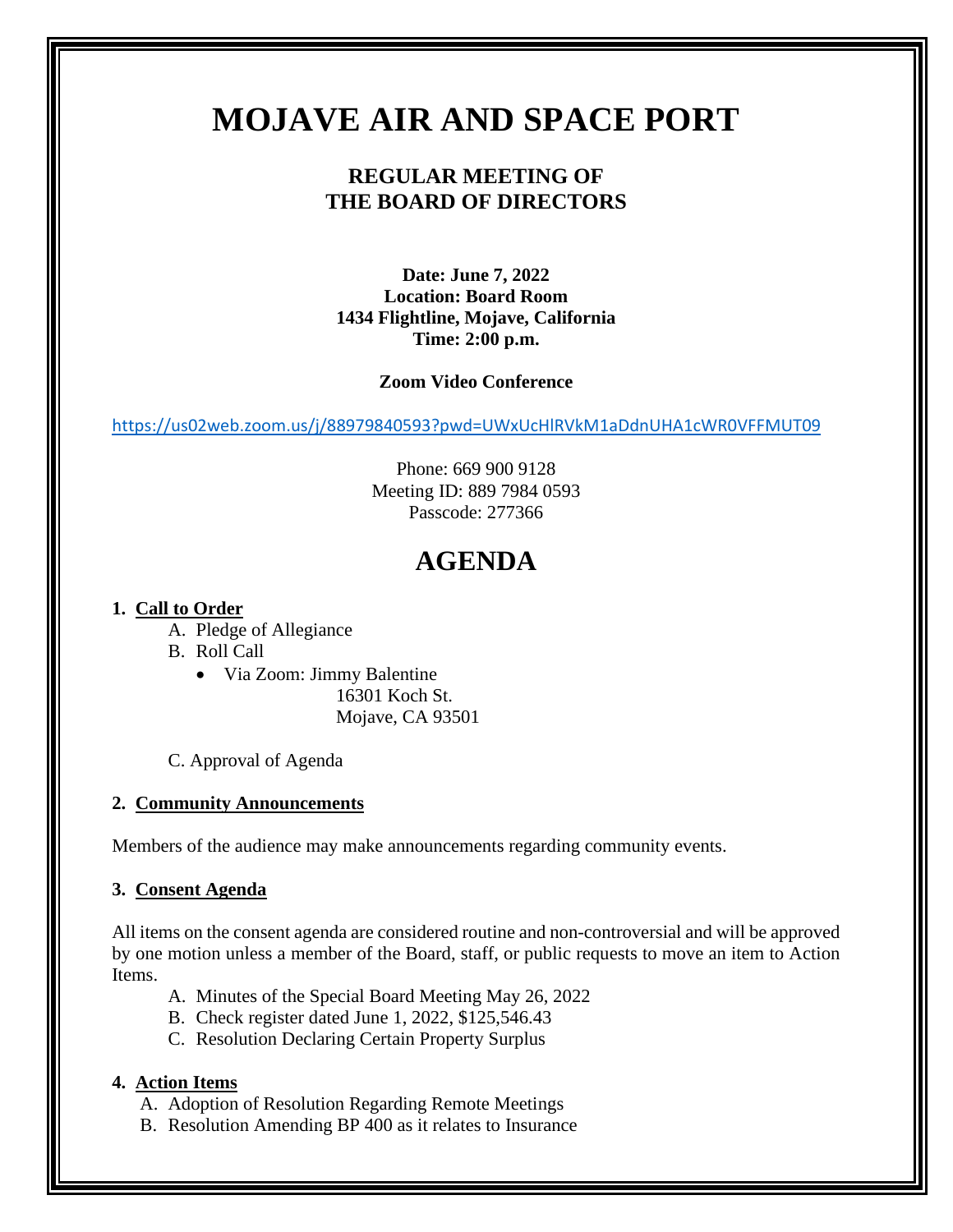# MOJAVE AIR AND SPACE PORT

## REGULAR MEETING OF THE BOARD OF DIRECTORS

**Date: June 7, 2022**
**Location: Board Room**
**1434 Flightline, Mojave, California**
**Time: 2:00 p.m.**

**Zoom Video Conference**

https://us02web.zoom.us/j/88979840593?pwd=UWxUcHlRVkM1aDdnUHA1cWR0VFFMUT09

Phone: 669 900 9128
Meeting ID: 889 7984 0593
Passcode: 277366

# AGENDA

**1. Call to Order**

A. Pledge of Allegiance
B. Roll Call
- Via Zoom: Jimmy Balentine
  16301 Koch St.
  Mojave, CA 93501

C. Approval of Agenda

**2. Community Announcements**

Members of the audience may make announcements regarding community events.

**3. Consent Agenda**

All items on the consent agenda are considered routine and non-controversial and will be approved by one motion unless a member of the Board, staff, or public requests to move an item to Action Items.

A. Minutes of the Special Board Meeting May 26, 2022
B. Check register dated June 1, 2022, $125,546.43
C. Resolution Declaring Certain Property Surplus

**4. Action Items**

A. Adoption of Resolution Regarding Remote Meetings
B. Resolution Amending BP 400 as it relates to Insurance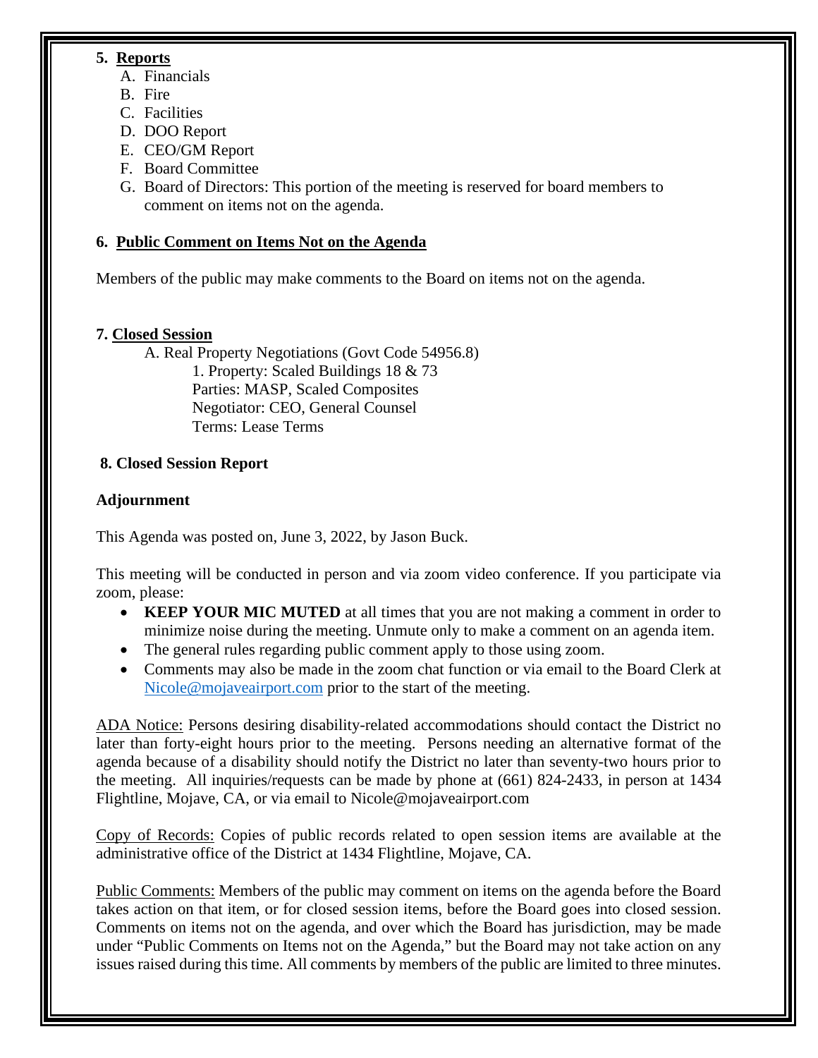**5. Reports**

A. Financials
B. Fire
C. Facilities
D. DOO Report
E. CEO/GM Report
F. Board Committee
G. Board of Directors: This portion of the meeting is reserved for board members to comment on items not on the agenda.

**6. Public Comment on Items Not on the Agenda**

Members of the public may make comments to the Board on items not on the agenda.

**7. Closed Session**

A. Real Property Negotiations (Govt Code 54956.8)
1. Property: Scaled Buildings 18 & 73
Parties: MASP, Scaled Composites
Negotiator: CEO, General Counsel
Terms: Lease Terms

**8. Closed Session Report**

**Adjournment**

This Agenda was posted on, June 3, 2022, by Jason Buck.

This meeting will be conducted in person and via zoom video conference. If you participate via zoom, please:

- **KEEP YOUR MIC MUTED** at all times that you are not making a comment in order to minimize noise during the meeting. Unmute only to make a comment on an agenda item.
- The general rules regarding public comment apply to those using zoom.
- Comments may also be made in the zoom chat function or via email to the Board Clerk at Nicole@mojaveairport.com prior to the start of the meeting.

ADA Notice: Persons desiring disability-related accommodations should contact the District no later than forty-eight hours prior to the meeting. Persons needing an alternative format of the agenda because of a disability should notify the District no later than seventy-two hours prior to the meeting. All inquiries/requests can be made by phone at (661) 824-2433, in person at 1434 Flightline, Mojave, CA, or via email to Nicole@mojaveairport.com

Copy of Records: Copies of public records related to open session items are available at the administrative office of the District at 1434 Flightline, Mojave, CA.

Public Comments: Members of the public may comment on items on the agenda before the Board takes action on that item, or for closed session items, before the Board goes into closed session. Comments on items not on the agenda, and over which the Board has jurisdiction, may be made under "Public Comments on Items not on the Agenda," but the Board may not take action on any issues raised during this time. All comments by members of the public are limited to three minutes.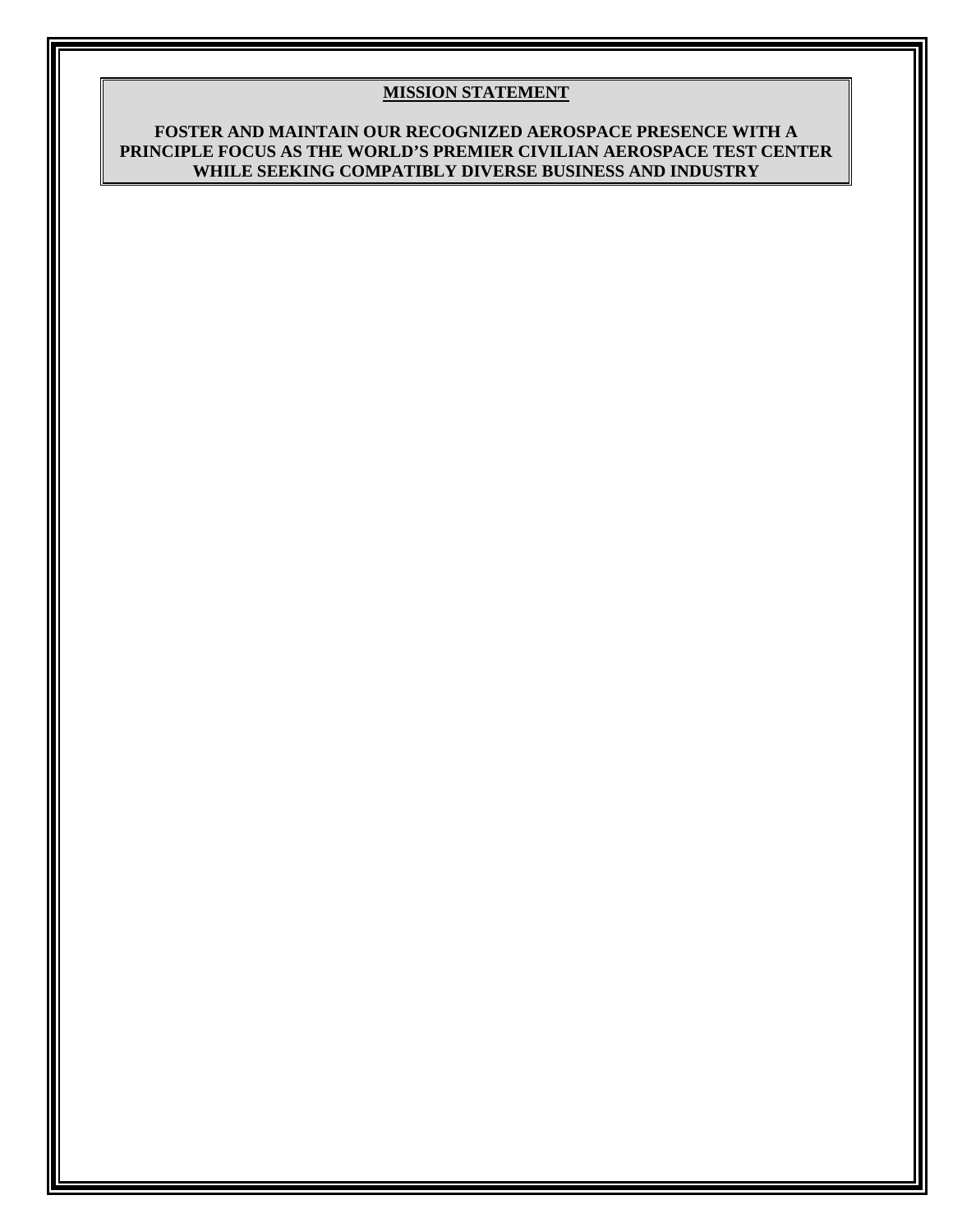## MISSION STATEMENT

**FOSTER AND MAINTAIN OUR RECOGNIZED AEROSPACE PRESENCE WITH A PRINCIPLE FOCUS AS THE WORLD'S PREMIER CIVILIAN AEROSPACE TEST CENTER WHILE SEEKING COMPATIBLY DIVERSE BUSINESS AND INDUSTRY**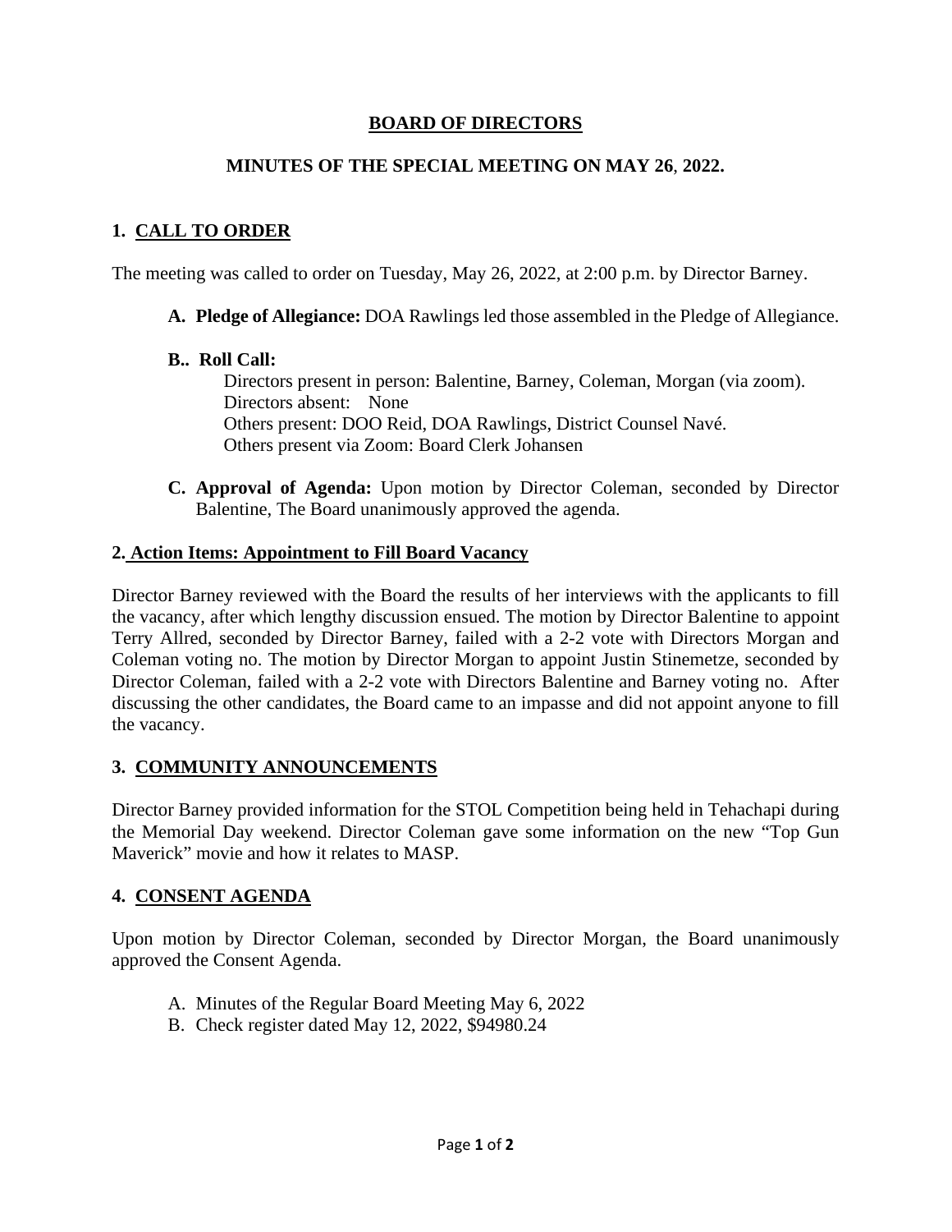# BOARD OF DIRECTORS

## MINUTES OF THE SPECIAL MEETING ON MAY 26, 2022.

### 1. CALL TO ORDER

The meeting was called to order on Tuesday, May 26, 2022, at 2:00 p.m. by Director Barney.

**A. Pledge of Allegiance:** DOA Rawlings led those assembled in the Pledge of Allegiance.

**B.. Roll Call:**

Directors present in person: Balentine, Barney, Coleman, Morgan (via zoom).
Directors absent: None
Others present: DOO Reid, DOA Rawlings, District Counsel Navé.
Others present via Zoom: Board Clerk Johansen

**C. Approval of Agenda:** Upon motion by Director Coleman, seconded by Director Balentine, The Board unanimously approved the agenda.

### 2. Action Items: Appointment to Fill Board Vacancy

Director Barney reviewed with the Board the results of her interviews with the applicants to fill the vacancy, after which lengthy discussion ensued. The motion by Director Balentine to appoint Terry Allred, seconded by Director Barney, failed with a 2-2 vote with Directors Morgan and Coleman voting no. The motion by Director Morgan to appoint Justin Stinemetze, seconded by Director Coleman, failed with a 2-2 vote with Directors Balentine and Barney voting no. After discussing the other candidates, the Board came to an impasse and did not appoint anyone to fill the vacancy.

### 3. COMMUNITY ANNOUNCEMENTS

Director Barney provided information for the STOL Competition being held in Tehachapi during the Memorial Day weekend. Director Coleman gave some information on the new "Top Gun Maverick" movie and how it relates to MASP.

### 4. CONSENT AGENDA

Upon motion by Director Coleman, seconded by Director Morgan, the Board unanimously approved the Consent Agenda.

A. Minutes of the Regular Board Meeting May 6, 2022
B. Check register dated May 12, 2022, $94980.24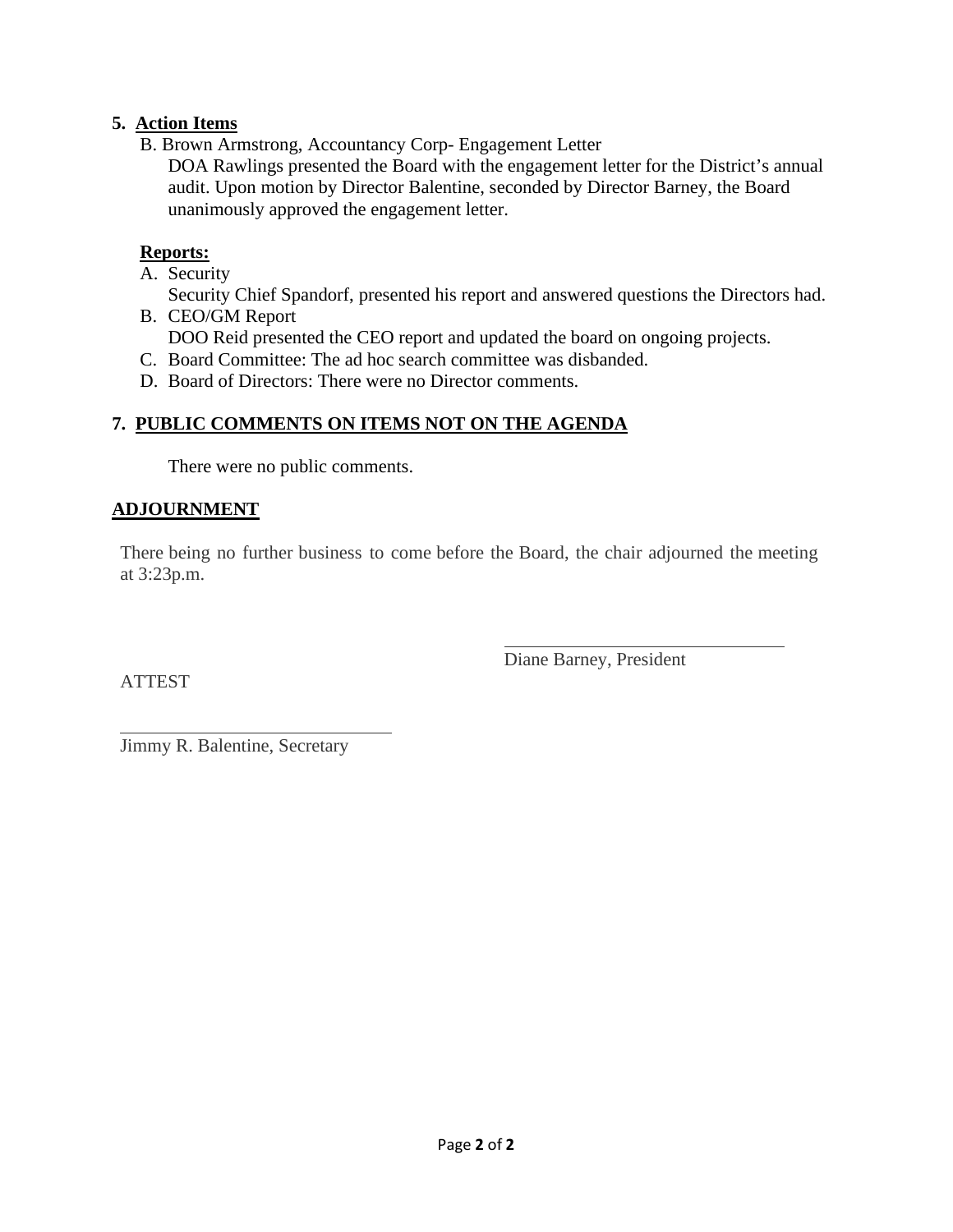**5. Action Items**

B. Brown Armstrong, Accountancy Corp- Engagement Letter

DOA Rawlings presented the Board with the engagement letter for the District's annual audit. Upon motion by Director Balentine, seconded by Director Barney, the Board unanimously approved the engagement letter.

**Reports:**

A. Security

Security Chief Spandorf, presented his report and answered questions the Directors had.

B. CEO/GM Report

DOO Reid presented the CEO report and updated the board on ongoing projects.

C. Board Committee: The ad hoc search committee was disbanded.

D. Board of Directors: There were no Director comments.

**7. PUBLIC COMMENTS ON ITEMS NOT ON THE AGENDA**

There were no public comments.

**ADJOURNMENT**

There being no further business to come before the Board, the chair adjourned the meeting at 3:23p.m.

\_\_\_\_\_\_\_\_\_\_\_\_\_\_\_\_\_\_\_\_\_\_\_\_\_\_\_\_\_\_

Diane Barney, President

ATTEST

\_\_\_\_\_\_\_\_\_\_\_\_\_\_\_\_\_\_\_\_\_\_\_\_\_\_\_\_\_\_

Jimmy R. Balentine, Secretary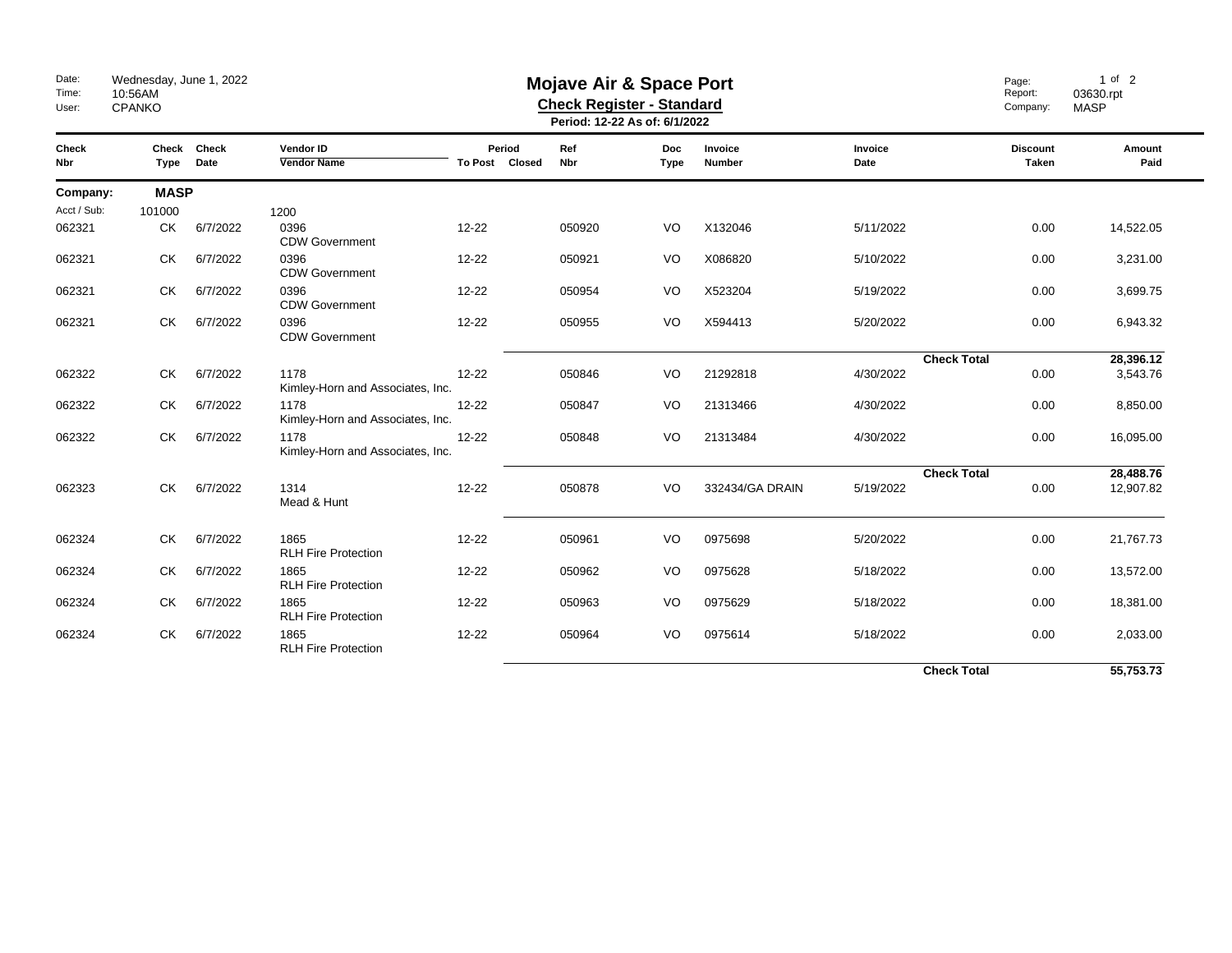Date: Wednesday, June 1, 2022
Time: 10:56AM
User: CPANKO

# Mojave Air & Space Port

## Check Register - Standard

**Period: 12-22 As of: 6/1/2022**

Report: 03630.rpt
Company: MASP

| Check Nbr | Check Type | Check Date | Vendor ID / Vendor Name | Period To Post | Period Closed | Ref Nbr | Doc Type | Invoice Number | Invoice Date | Discount Taken | Amount Paid |
|---|---|---|---|---|---|---|---|---|---|---|---|
| **Company:** | **MASP** | | | | | | | | | | |
| Acct / Sub: | 101000 | | 1200 | | | | | | | | |
| 062321 | CK | 6/7/2022 | 0396 CDW Government | 12-22 | | 050920 | VO | X132046 | 5/11/2022 | 0.00 | 14,522.05 |
| 062321 | CK | 6/7/2022 | 0396 CDW Government | 12-22 | | 050921 | VO | X086820 | 5/10/2022 | 0.00 | 3,231.00 |
| 062321 | CK | 6/7/2022 | 0396 CDW Government | 12-22 | | 050954 | VO | X523204 | 5/19/2022 | 0.00 | 3,699.75 |
| 062321 | CK | 6/7/2022 | 0396 CDW Government | 12-22 | | 050955 | VO | X594413 | 5/20/2022 | 0.00 | 6,943.32 |
| | | | | | | | | | **Check Total** | | **28,396.12** |
| 062322 | CK | 6/7/2022 | 1178 Kimley-Horn and Associates, Inc. | 12-22 | | 050846 | VO | 21292818 | 4/30/2022 | 0.00 | 3,543.76 |
| 062322 | CK | 6/7/2022 | 1178 Kimley-Horn and Associates, Inc. | 12-22 | | 050847 | VO | 21313466 | 4/30/2022 | 0.00 | 8,850.00 |
| 062322 | CK | 6/7/2022 | 1178 Kimley-Horn and Associates, Inc. | 12-22 | | 050848 | VO | 21313484 | 4/30/2022 | 0.00 | 16,095.00 |
| | | | | | | | | | **Check Total** | | **28,488.76** |
| 062323 | CK | 6/7/2022 | 1314 Mead & Hunt | 12-22 | | 050878 | VO | 332434/GA DRAIN | 5/19/2022 | 0.00 | 12,907.82 |
| 062324 | CK | 6/7/2022 | 1865 RLH Fire Protection | 12-22 | | 050961 | VO | 0975698 | 5/20/2022 | 0.00 | 21,767.73 |
| 062324 | CK | 6/7/2022 | 1865 RLH Fire Protection | 12-22 | | 050962 | VO | 0975628 | 5/18/2022 | 0.00 | 13,572.00 |
| 062324 | CK | 6/7/2022 | 1865 RLH Fire Protection | 12-22 | | 050963 | VO | 0975629 | 5/18/2022 | 0.00 | 18,381.00 |
| 062324 | CK | 6/7/2022 | 1865 RLH Fire Protection | 12-22 | | 050964 | VO | 0975614 | 5/18/2022 | 0.00 | 2,033.00 |
| | | | | | | | | | **Check Total** | | **55,753.73** |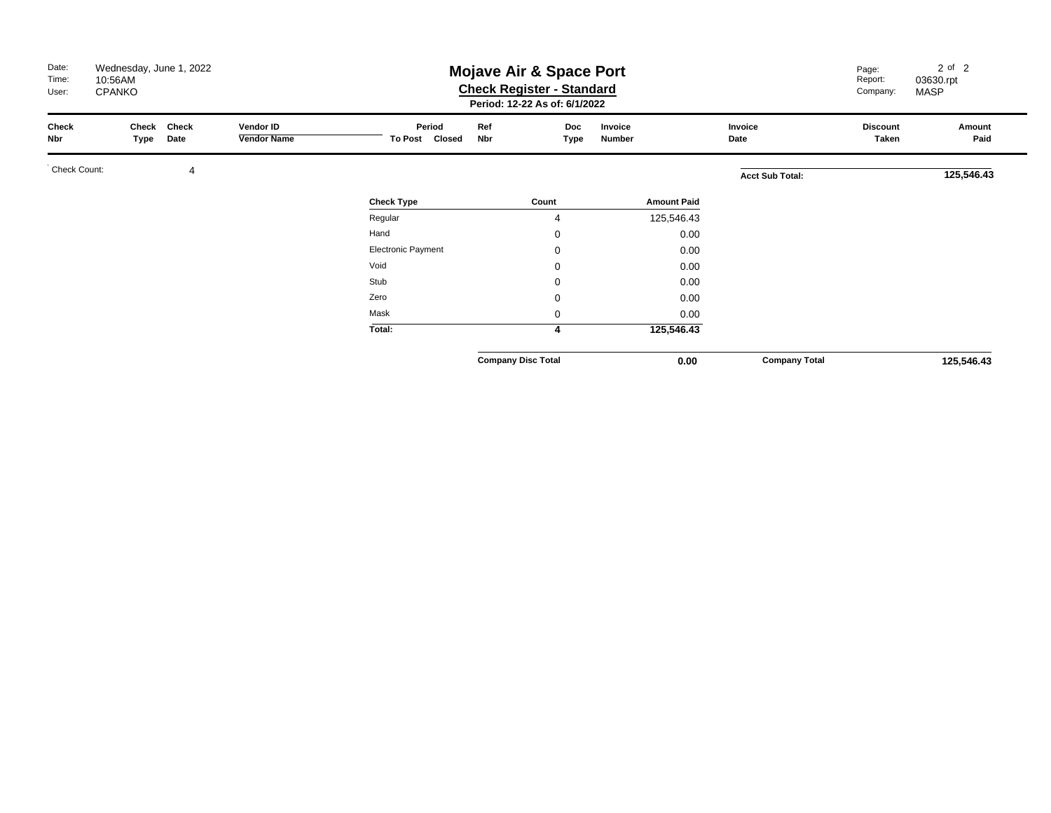# Mojave Air & Space Port

## Check Register - Standard

**Period: 12-22 As of: 6/1/2022**

Date: Wednesday, June 1, 2022
Time: 10:56AM
User: CPANKO

Report: 03630.rpt
Company: MASP

| Check Nbr | Check Type | Check Date | Vendor ID / Vendor Name | Period To Post | Period Closed | Ref Nbr | Doc Type | Invoice Number | Invoice Date | Discount Taken | Amount Paid |
|---|---|---|---|---|---|---|---|---|---|---|---|

Check Count: 4

**Acct Sub Total:** **125,546.43**

| Check Type | Count | Amount Paid |
|---|---|---|
| Regular | 4 | 125,546.43 |
| Hand | 0 | 0.00 |
| Electronic Payment | 0 | 0.00 |
| Void | 0 | 0.00 |
| Stub | 0 | 0.00 |
| Zero | 0 | 0.00 |
| Mask | 0 | 0.00 |
| **Total:** | **4** | **125,546.43** |

**Company Disc Total** **0.00** **Company Total** **125,546.43**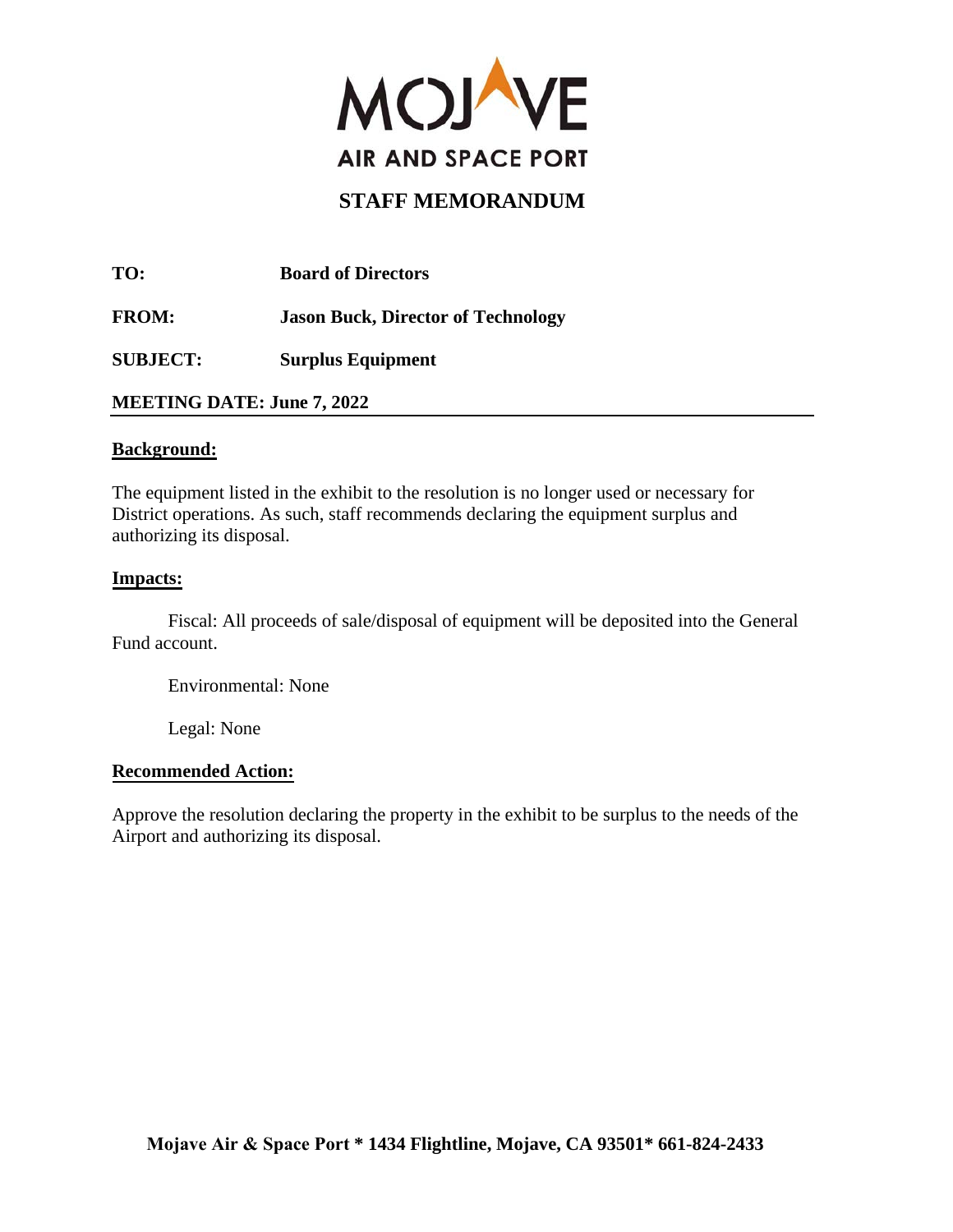MOJAVE

AIR AND SPACE PORT

# STAFF MEMORANDUM

**TO:** **Board of Directors**

**FROM:** **Jason Buck, Director of Technology**

**SUBJECT:** **Surplus Equipment**

**MEETING DATE: June 7, 2022**

---

**Background:**

The equipment listed in the exhibit to the resolution is no longer used or necessary for District operations. As such, staff recommends declaring the equipment surplus and authorizing its disposal.

**Impacts:**

Fiscal: All proceeds of sale/disposal of equipment will be deposited into the General Fund account.

Environmental: None

Legal: None

**Recommended Action:**

Approve the resolution declaring the property in the exhibit to be surplus to the needs of the Airport and authorizing its disposal.

**Mojave Air & Space Port * 1434 Flightline, Mojave, CA 93501* 661-824-2433**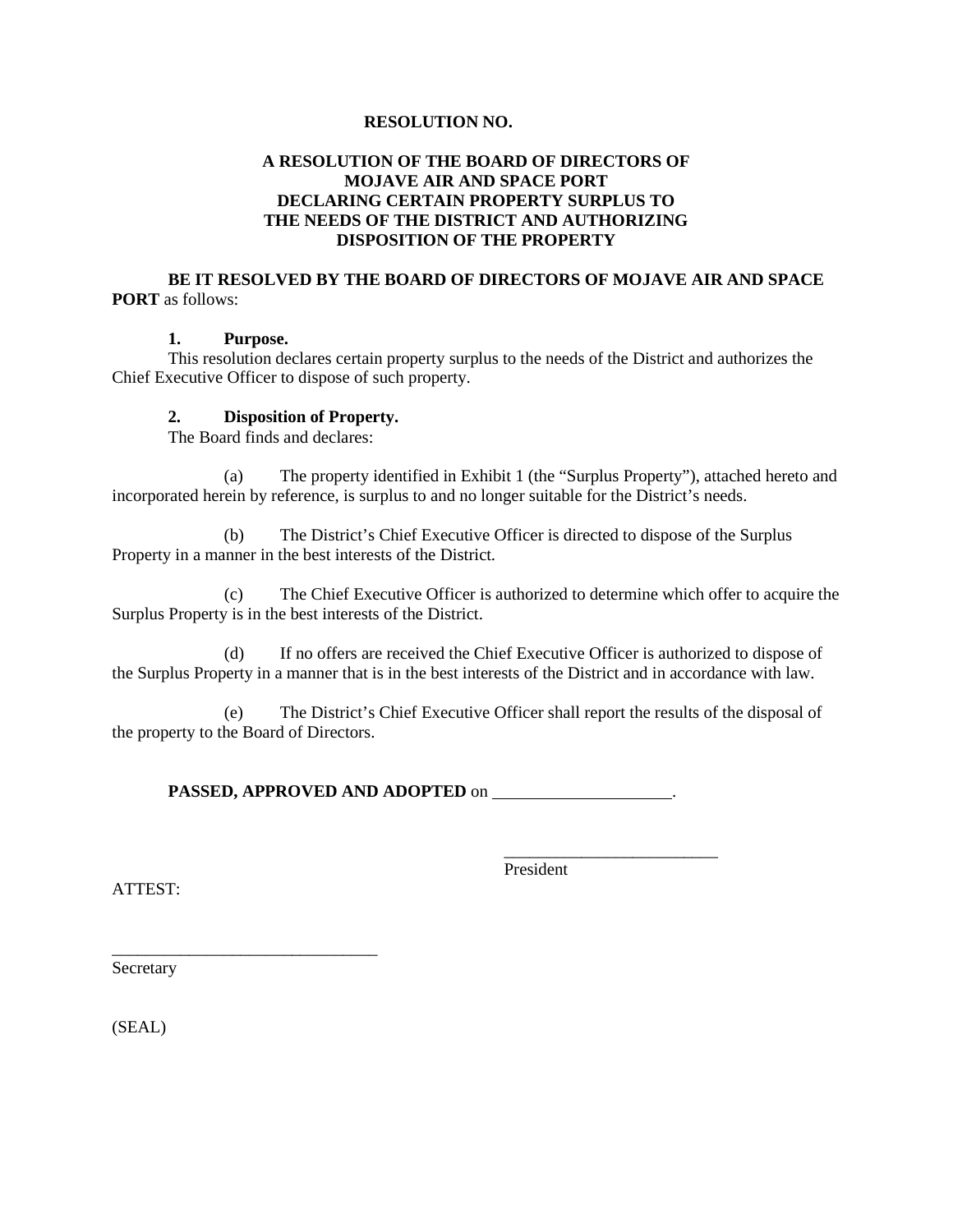**RESOLUTION NO.**

**A RESOLUTION OF THE BOARD OF DIRECTORS OF MOJAVE AIR AND SPACE PORT DECLARING CERTAIN PROPERTY SURPLUS TO THE NEEDS OF THE DISTRICT AND AUTHORIZING DISPOSITION OF THE PROPERTY**

**BE IT RESOLVED BY THE BOARD OF DIRECTORS OF MOJAVE AIR AND SPACE PORT** as follows:

**1. Purpose.**

This resolution declares certain property surplus to the needs of the District and authorizes the Chief Executive Officer to dispose of such property.

**2. Disposition of Property.**

The Board finds and declares:

(a) The property identified in Exhibit 1 (the "Surplus Property"), attached hereto and incorporated herein by reference, is surplus to and no longer suitable for the District's needs.

(b) The District's Chief Executive Officer is directed to dispose of the Surplus Property in a manner in the best interests of the District.

(c) The Chief Executive Officer is authorized to determine which offer to acquire the Surplus Property is in the best interests of the District.

(d) If no offers are received the Chief Executive Officer is authorized to dispose of the Surplus Property in a manner that is in the best interests of the District and in accordance with law.

(e) The District's Chief Executive Officer shall report the results of the disposal of the property to the Board of Directors.

**PASSED, APPROVED AND ADOPTED** on \_\_\_\_\_\_\_\_\_\_\_\_\_\_\_\_\_\_\_\_.

\_\_\_\_\_\_\_\_\_\_\_\_\_\_\_\_\_\_\_\_\_\_\_\_\_
President

ATTEST:

\_\_\_\_\_\_\_\_\_\_\_\_\_\_\_\_\_\_\_\_\_\_\_\_\_\_\_\_\_\_\_
Secretary

(SEAL)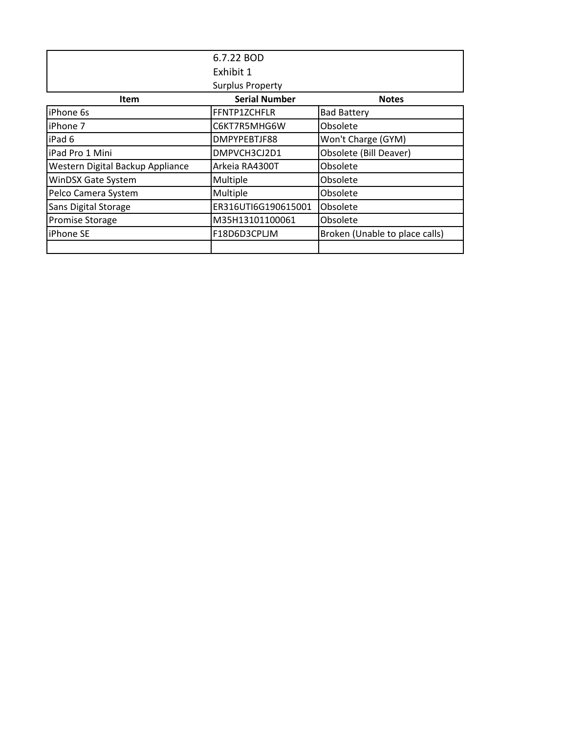6.7.22 BOD

Exhibit 1

Surplus Property

| Item | Serial Number | Notes |
|---|---|---|
| iPhone 6s | FFNTP1ZCHFLR | Bad Battery |
| iPhone 7 | C6KT7R5MHG6W | Obsolete |
| iPad 6 | DMPYPEBTJF88 | Won't Charge (GYM) |
| iPad Pro 1 Mini | DMPVCH3CJ2D1 | Obsolete (Bill Deaver) |
| Western Digital Backup Appliance | Arkeia RA4300T | Obsolete |
| WinDSX Gate System | Multiple | Obsolete |
| Pelco Camera System | Multiple | Obsolete |
| Sans Digital Storage | ER316UTI6G190615001 | Obsolete |
| Promise Storage | M35H13101100061 | Obsolete |
| iPhone SE | F18D6D3CPLJM | Broken (Unable to place calls) |
| | | |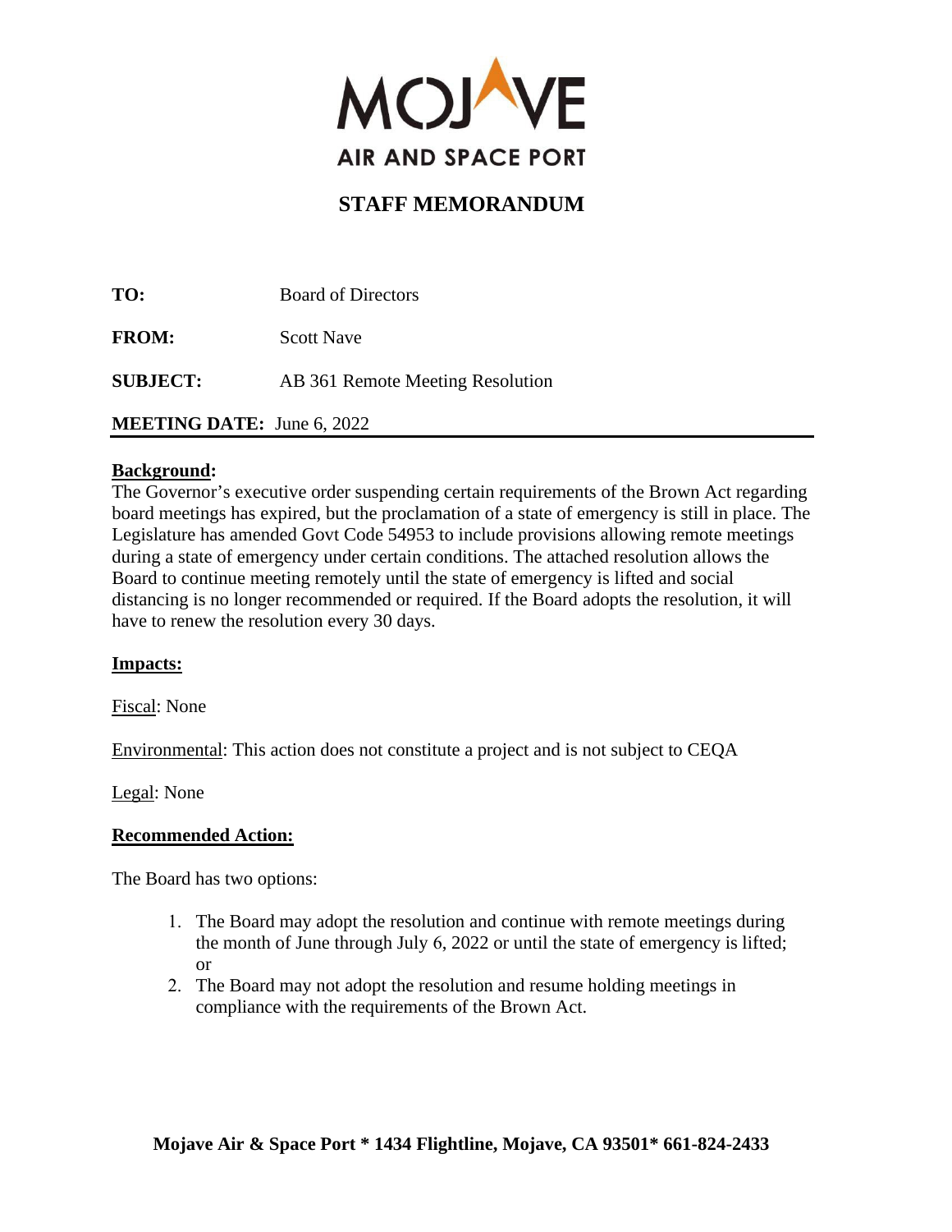# MOJAVE AIR AND SPACE PORT

## STAFF MEMORANDUM

**TO:** Board of Directors

**FROM:** Scott Nave

**SUBJECT:** AB 361 Remote Meeting Resolution

**MEETING DATE:** June 6, 2022

---

**Background:**

The Governor's executive order suspending certain requirements of the Brown Act regarding board meetings has expired, but the proclamation of a state of emergency is still in place. The Legislature has amended Govt Code 54953 to include provisions allowing remote meetings during a state of emergency under certain conditions. The attached resolution allows the Board to continue meeting remotely until the state of emergency is lifted and social distancing is no longer recommended or required. If the Board adopts the resolution, it will have to renew the resolution every 30 days.

**Impacts:**

Fiscal: None

Environmental: This action does not constitute a project and is not subject to CEQA

Legal: None

**Recommended Action:**

The Board has two options:

1. The Board may adopt the resolution and continue with remote meetings during the month of June through July 6, 2022 or until the state of emergency is lifted; or
2. The Board may not adopt the resolution and resume holding meetings in compliance with the requirements of the Brown Act.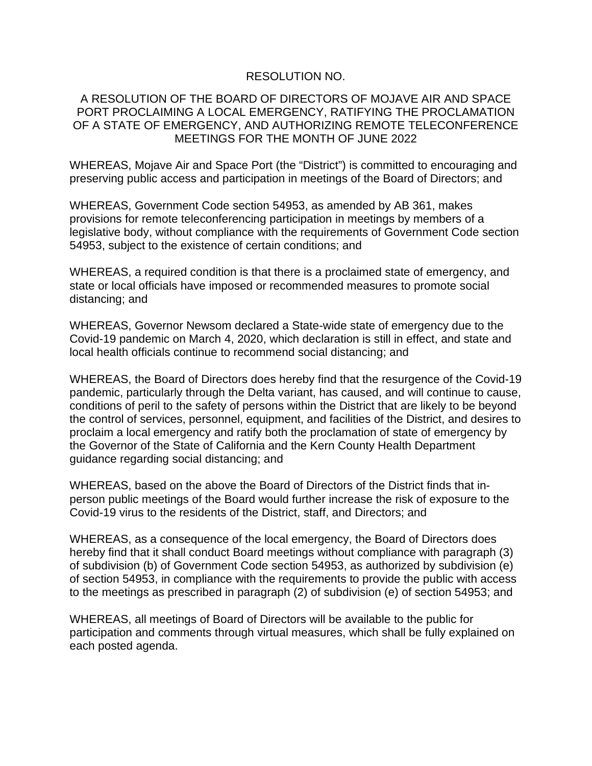RESOLUTION NO.

A RESOLUTION OF THE BOARD OF DIRECTORS OF MOJAVE AIR AND SPACE PORT PROCLAIMING A LOCAL EMERGENCY, RATIFYING THE PROCLAMATION OF A STATE OF EMERGENCY, AND AUTHORIZING REMOTE TELECONFERENCE MEETINGS FOR THE MONTH OF JUNE 2022

WHEREAS, Mojave Air and Space Port (the "District") is committed to encouraging and preserving public access and participation in meetings of the Board of Directors; and

WHEREAS, Government Code section 54953, as amended by AB 361, makes provisions for remote teleconferencing participation in meetings by members of a legislative body, without compliance with the requirements of Government Code section 54953, subject to the existence of certain conditions; and

WHEREAS, a required condition is that there is a proclaimed state of emergency, and state or local officials have imposed or recommended measures to promote social distancing; and

WHEREAS, Governor Newsom declared a State-wide state of emergency due to the Covid-19 pandemic on March 4, 2020, which declaration is still in effect, and state and local health officials continue to recommend social distancing; and

WHEREAS, the Board of Directors does hereby find that the resurgence of the Covid-19 pandemic, particularly through the Delta variant, has caused, and will continue to cause, conditions of peril to the safety of persons within the District that are likely to be beyond the control of services, personnel, equipment, and facilities of the District, and desires to proclaim a local emergency and ratify both the proclamation of state of emergency by the Governor of the State of California and the Kern County Health Department guidance regarding social distancing; and

WHEREAS, based on the above the Board of Directors of the District finds that in-person public meetings of the Board would further increase the risk of exposure to the Covid-19 virus to the residents of the District, staff, and Directors; and

WHEREAS, as a consequence of the local emergency, the Board of Directors does hereby find that it shall conduct Board meetings without compliance with paragraph (3) of subdivision (b) of Government Code section 54953, as authorized by subdivision (e) of section 54953, in compliance with the requirements to provide the public with access to the meetings as prescribed in paragraph (2) of subdivision (e) of section 54953; and

WHEREAS, all meetings of Board of Directors will be available to the public for participation and comments through virtual measures, which shall be fully explained on each posted agenda.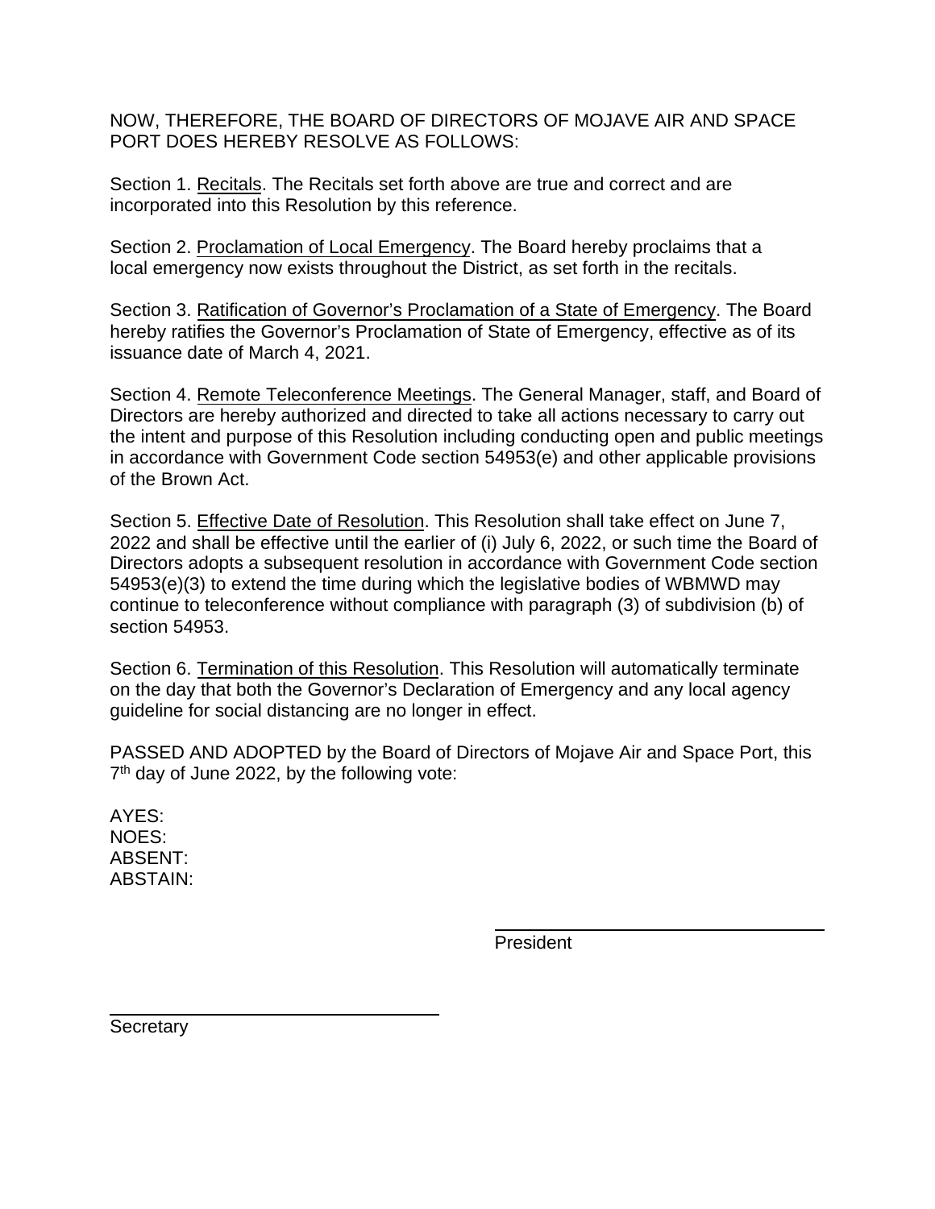NOW, THEREFORE, THE BOARD OF DIRECTORS OF MOJAVE AIR AND SPACE PORT DOES HEREBY RESOLVE AS FOLLOWS:

Section 1. Recitals. The Recitals set forth above are true and correct and are incorporated into this Resolution by this reference.

Section 2. Proclamation of Local Emergency. The Board hereby proclaims that a local emergency now exists throughout the District, as set forth in the recitals.

Section 3. Ratification of Governor's Proclamation of a State of Emergency. The Board hereby ratifies the Governor's Proclamation of State of Emergency, effective as of its issuance date of March 4, 2021.

Section 4. Remote Teleconference Meetings. The General Manager, staff, and Board of Directors are hereby authorized and directed to take all actions necessary to carry out the intent and purpose of this Resolution including conducting open and public meetings in accordance with Government Code section 54953(e) and other applicable provisions of the Brown Act.

Section 5. Effective Date of Resolution. This Resolution shall take effect on June 7, 2022 and shall be effective until the earlier of (i) July 6, 2022, or such time the Board of Directors adopts a subsequent resolution in accordance with Government Code section 54953(e)(3) to extend the time during which the legislative bodies of WBMWD may continue to teleconference without compliance with paragraph (3) of subdivision (b) of section 54953.

Section 6. Termination of this Resolution. This Resolution will automatically terminate on the day that both the Governor's Declaration of Emergency and any local agency guideline for social distancing are no longer in effect.

PASSED AND ADOPTED by the Board of Directors of Mojave Air and Space Port, this 7th day of June 2022, by the following vote:

AYES:
NOES:
ABSENT:
ABSTAIN:

President

Secretary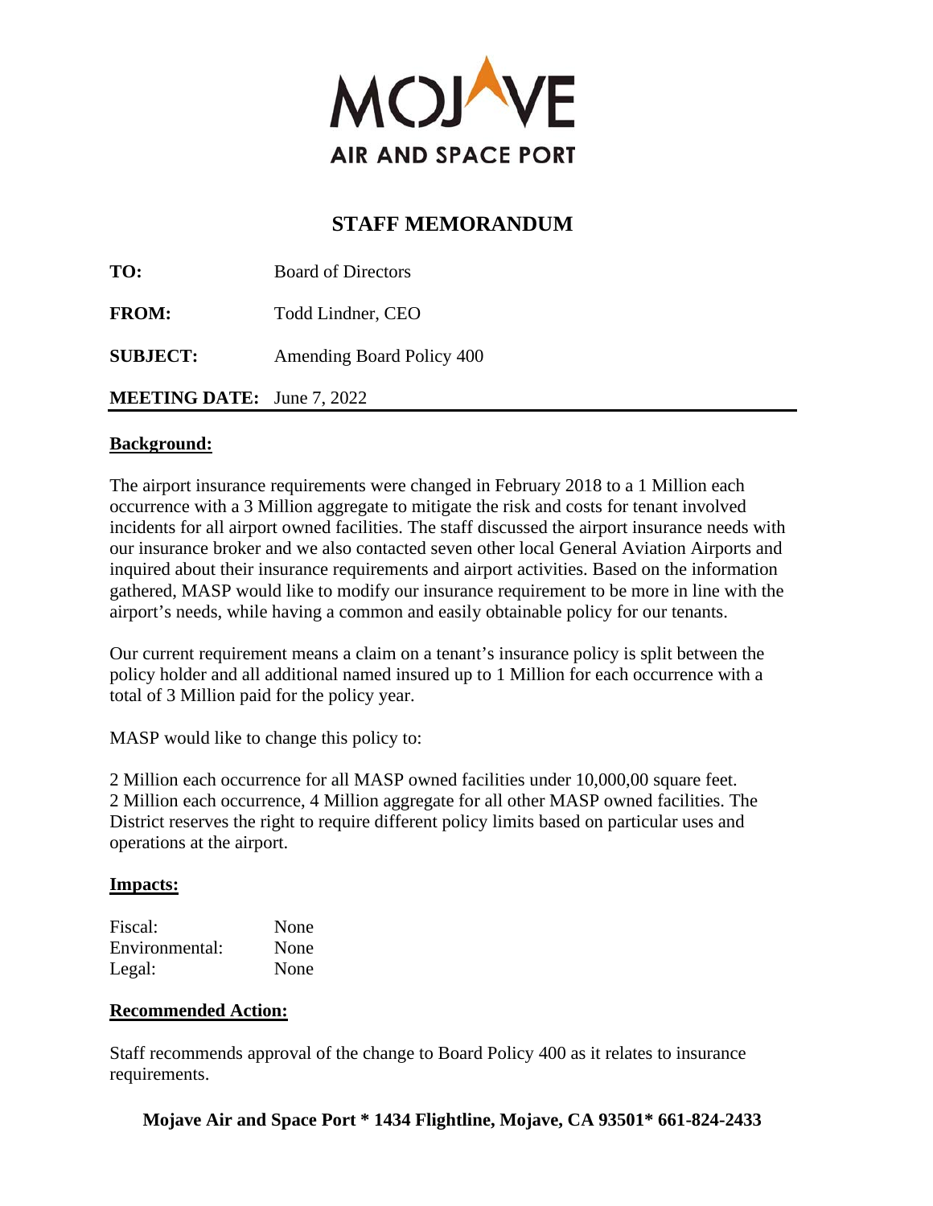MOJAVE

AIR AND SPACE PORT

# STAFF MEMORANDUM

**TO:** Board of Directors

**FROM:** Todd Lindner, CEO

**SUBJECT:** Amending Board Policy 400

**MEETING DATE:** June 7, 2022

## Background:

The airport insurance requirements were changed in February 2018 to a 1 Million each occurrence with a 3 Million aggregate to mitigate the risk and costs for tenant involved incidents for all airport owned facilities. The staff discussed the airport insurance needs with our insurance broker and we also contacted seven other local General Aviation Airports and inquired about their insurance requirements and airport activities. Based on the information gathered, MASP would like to modify our insurance requirement to be more in line with the airport's needs, while having a common and easily obtainable policy for our tenants.

Our current requirement means a claim on a tenant's insurance policy is split between the policy holder and all additional named insured up to 1 Million for each occurrence with a total of 3 Million paid for the policy year.

MASP would like to change this policy to:

2 Million each occurrence for all MASP owned facilities under 10,000,00 square feet.
2 Million each occurrence, 4 Million aggregate for all other MASP owned facilities. The District reserves the right to require different policy limits based on particular uses and operations at the airport.

## Impacts:

| Fiscal: | None |
|---|---|
| Environmental: | None |
| Legal: | None |

## Recommended Action:

Staff recommends approval of the change to Board Policy 400 as it relates to insurance requirements.

**Mojave Air and Space Port * 1434 Flightline, Mojave, CA 93501* 661-824-2433**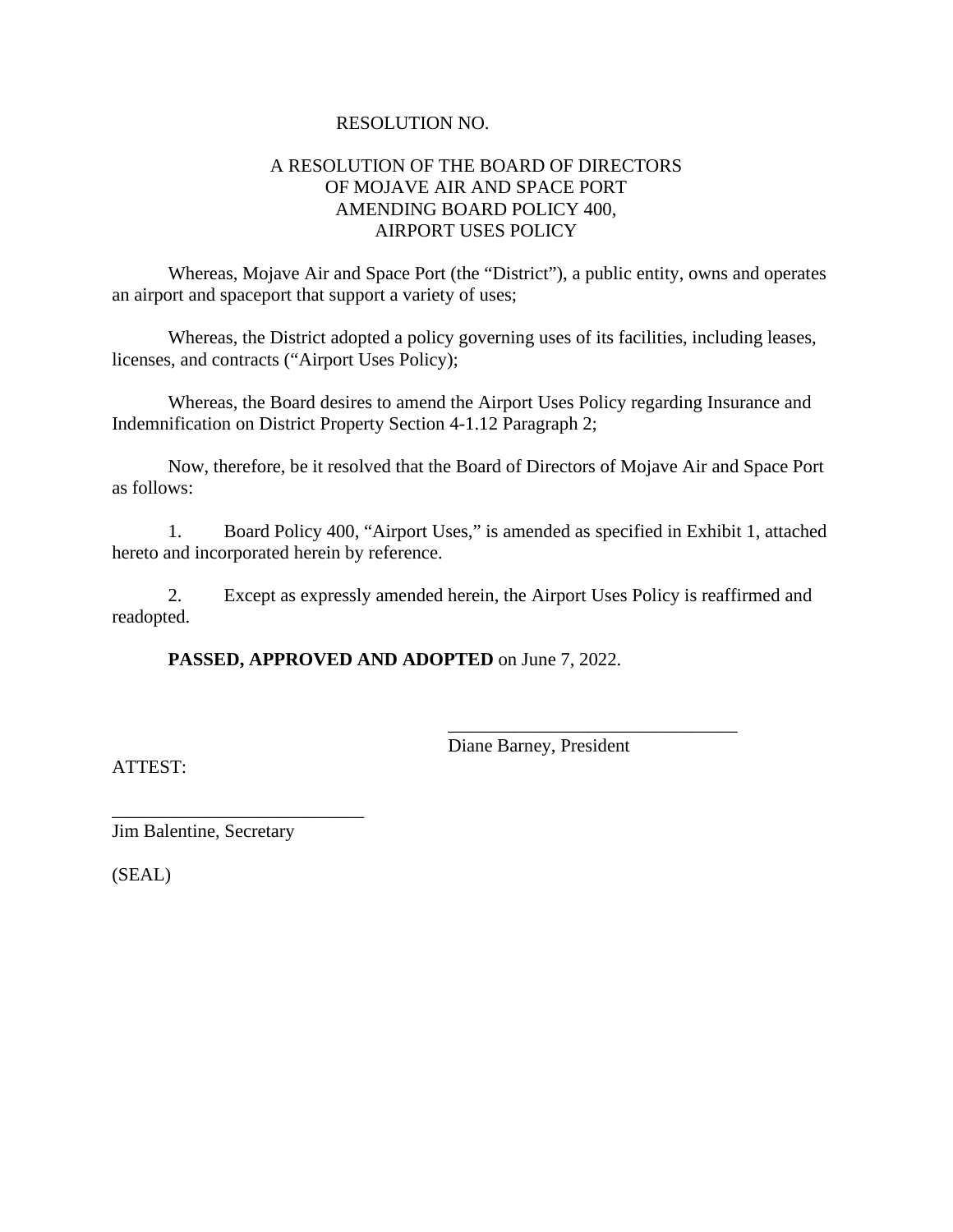RESOLUTION NO.

A RESOLUTION OF THE BOARD OF DIRECTORS
OF MOJAVE AIR AND SPACE PORT
AMENDING BOARD POLICY 400,
AIRPORT USES POLICY

Whereas, Mojave Air and Space Port (the "District"), a public entity, owns and operates an airport and spaceport that support a variety of uses;

Whereas, the District adopted a policy governing uses of its facilities, including leases, licenses, and contracts ("Airport Uses Policy);

Whereas, the Board desires to amend the Airport Uses Policy regarding Insurance and Indemnification on District Property Section 4-1.12 Paragraph 2;

Now, therefore, be it resolved that the Board of Directors of Mojave Air and Space Port as follows:

1. Board Policy 400, "Airport Uses," is amended as specified in Exhibit 1, attached hereto and incorporated herein by reference.

2. Except as expressly amended herein, the Airport Uses Policy is reaffirmed and readopted.

**PASSED, APPROVED AND ADOPTED** on June 7, 2022.

_______________________________
Diane Barney, President

ATTEST:

___________________________
Jim Balentine, Secretary

(SEAL)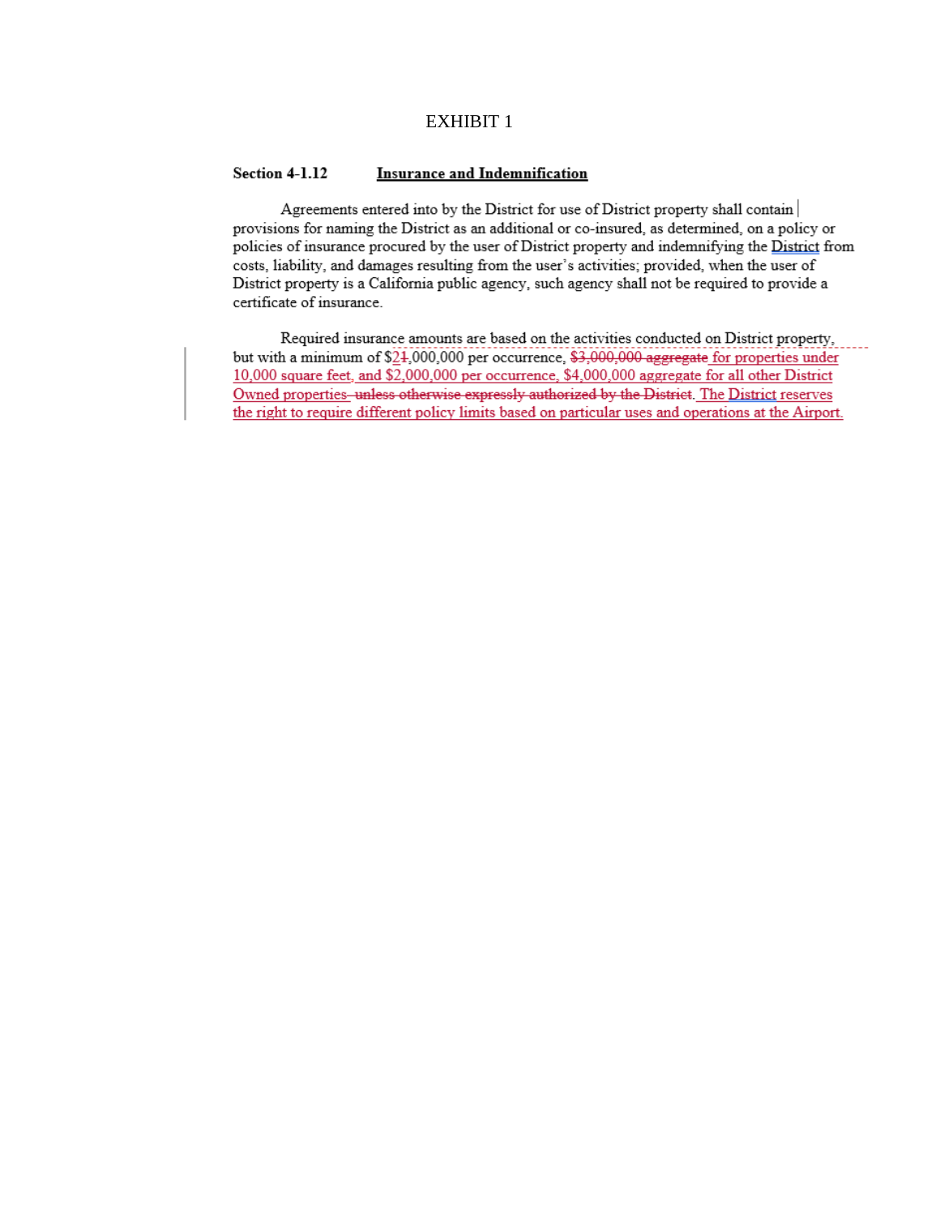EXHIBIT 1

**Section 4-1.12** **Insurance and Indemnification**

Agreements entered into by the District for use of District property shall contain provisions for naming the District as an additional or co-insured, as determined, on a policy or policies of insurance procured by the user of District property and indemnifying the District from costs, liability, and damages resulting from the user's activities; provided, when the user of District property is a California public agency, such agency shall not be required to provide a certificate of insurance.

Required insurance amounts are based on the activities conducted on District property, but with a minimum of $2~~1~~,000,000 per occurrence, ~~$3,000,000 aggregate~~ for properties under 10,000 square feet, and $2,000,000 per occurrence, $4,000,000 aggregate for all other District Owned properties ~~unless otherwise expressly authorized by the District~~. The District reserves the right to require different policy limits based on particular uses and operations at the Airport.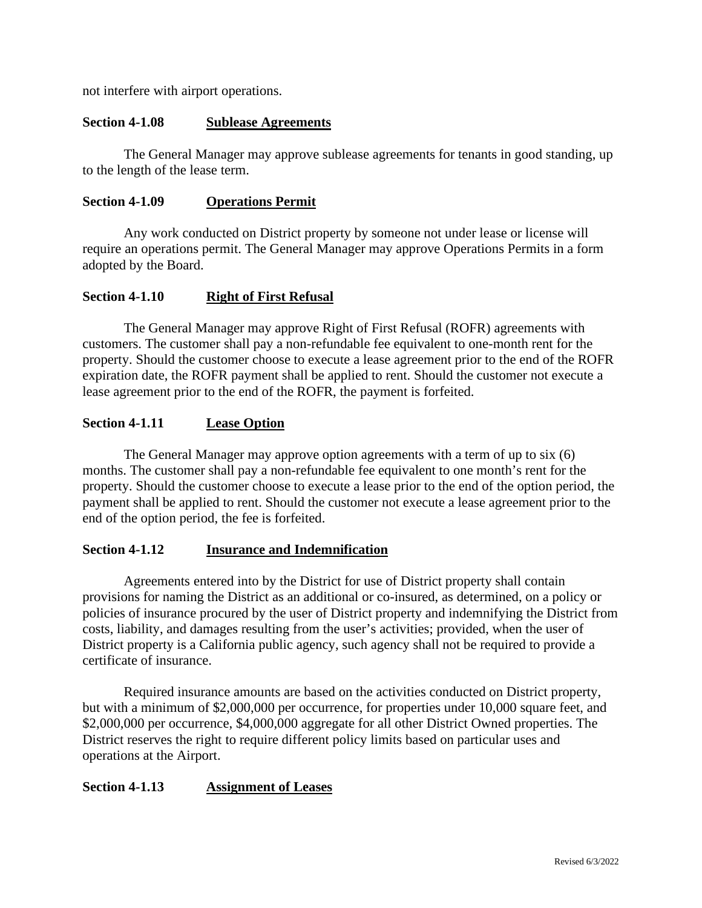not interfere with airport operations.

**Section 4-1.08 Sublease Agreements**

The General Manager may approve sublease agreements for tenants in good standing, up to the length of the lease term.

**Section 4-1.09 Operations Permit**

Any work conducted on District property by someone not under lease or license will require an operations permit. The General Manager may approve Operations Permits in a form adopted by the Board.

**Section 4-1.10 Right of First Refusal**

The General Manager may approve Right of First Refusal (ROFR) agreements with customers. The customer shall pay a non-refundable fee equivalent to one-month rent for the property. Should the customer choose to execute a lease agreement prior to the end of the ROFR expiration date, the ROFR payment shall be applied to rent. Should the customer not execute a lease agreement prior to the end of the ROFR, the payment is forfeited.

**Section 4-1.11 Lease Option**

The General Manager may approve option agreements with a term of up to six (6) months. The customer shall pay a non-refundable fee equivalent to one month's rent for the property. Should the customer choose to execute a lease prior to the end of the option period, the payment shall be applied to rent. Should the customer not execute a lease agreement prior to the end of the option period, the fee is forfeited.

**Section 4-1.12 Insurance and Indemnification**

Agreements entered into by the District for use of District property shall contain provisions for naming the District as an additional or co-insured, as determined, on a policy or policies of insurance procured by the user of District property and indemnifying the District from costs, liability, and damages resulting from the user's activities; provided, when the user of District property is a California public agency, such agency shall not be required to provide a certificate of insurance.

Required insurance amounts are based on the activities conducted on District property, but with a minimum of $2,000,000 per occurrence, for properties under 10,000 square feet, and $2,000,000 per occurrence, $4,000,000 aggregate for all other District Owned properties. The District reserves the right to require different policy limits based on particular uses and operations at the Airport.

**Section 4-1.13 Assignment of Leases**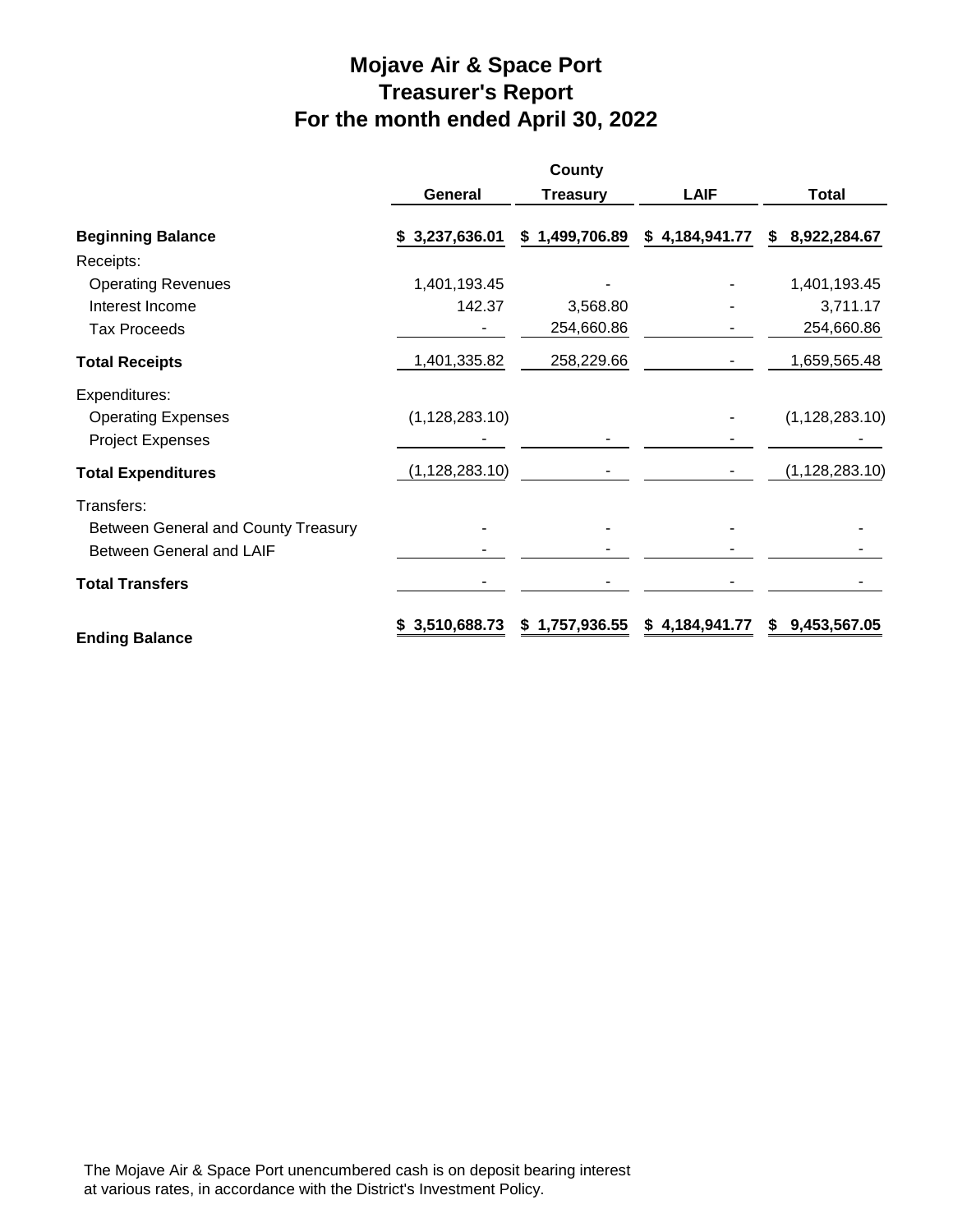# Mojave Air & Space Port
## Treasurer's Report
## For the month ended April 30, 2022

| | General | County Treasury | LAIF | Total |
|---|---|---|---|---|
| **Beginning Balance** | **$ 3,237,636.01** | **$ 1,499,706.89** | **$ 4,184,941.77** | **$ 8,922,284.67** |
| Receipts: | | | | |
| Operating Revenues | 1,401,193.45 | - | - | 1,401,193.45 |
| Interest Income | 142.37 | 3,568.80 | - | 3,711.17 |
| Tax Proceeds | - | 254,660.86 | - | 254,660.86 |
| **Total Receipts** | 1,401,335.82 | 258,229.66 | - | 1,659,565.48 |
| Expenditures: | | | | |
| Operating Expenses | (1,128,283.10) | | - | (1,128,283.10) |
| Project Expenses | - | - | - | - |
| **Total Expenditures** | (1,128,283.10) | - | - | (1,128,283.10) |
| Transfers: | | | | |
| Between General and County Treasury | - | - | - | - |
| Between General and LAIF | - | - | - | - |
| **Total Transfers** | - | - | - | - |
| **Ending Balance** | **$ 3,510,688.73** | **$ 1,757,936.55** | **$ 4,184,941.77** | **$ 9,453,567.05** |

The Mojave Air & Space Port unencumbered cash is on deposit bearing interest at various rates, in accordance with the District's Investment Policy.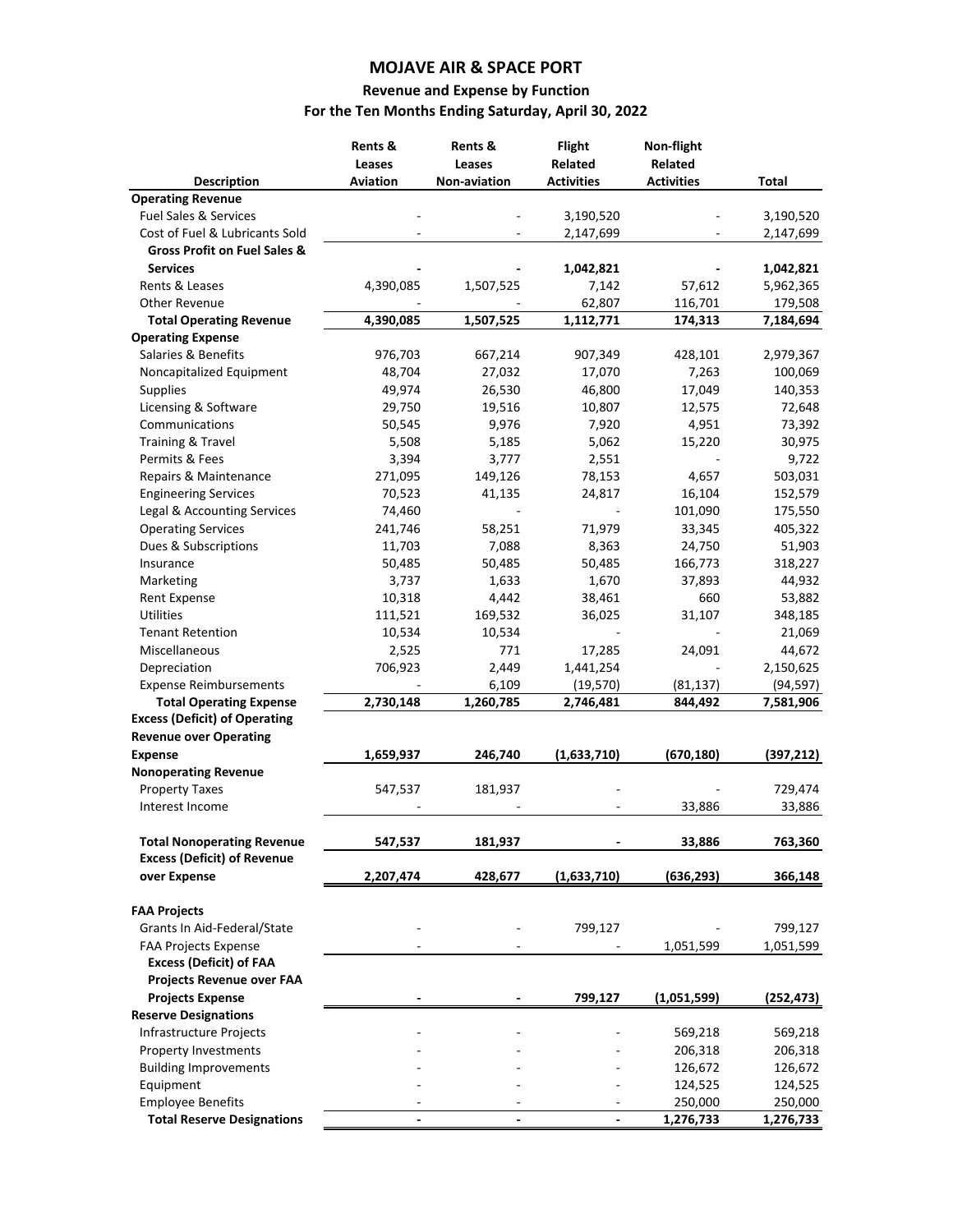# MOJAVE AIR & SPACE PORT

## Revenue and Expense by Function

### For the Ten Months Ending Saturday, April 30, 2022

| Description | Rents & Leases Aviation | Rents & Leases Non-aviation | Flight Related Activities | Non-flight Related Activities | Total |
|---|---|---|---|---|---|
| **Operating Revenue** | | | | | |
| Fuel Sales & Services | - | - | 3,190,520 | - | 3,190,520 |
| Cost of Fuel & Lubricants Sold | - | - | 2,147,699 | - | 2,147,699 |
| **Gross Profit on Fuel Sales & Services** | **-** | **-** | **1,042,821** | **-** | **1,042,821** |
| Rents & Leases | 4,390,085 | 1,507,525 | 7,142 | 57,612 | 5,962,365 |
| Other Revenue | - | - | 62,807 | 116,701 | 179,508 |
| **Total Operating Revenue** | **4,390,085** | **1,507,525** | **1,112,771** | **174,313** | **7,184,694** |
| **Operating Expense** | | | | | |
| Salaries & Benefits | 976,703 | 667,214 | 907,349 | 428,101 | 2,979,367 |
| Noncapitalized Equipment | 48,704 | 27,032 | 17,070 | 7,263 | 100,069 |
| Supplies | 49,974 | 26,530 | 46,800 | 17,049 | 140,353 |
| Licensing & Software | 29,750 | 19,516 | 10,807 | 12,575 | 72,648 |
| Communications | 50,545 | 9,976 | 7,920 | 4,951 | 73,392 |
| Training & Travel | 5,508 | 5,185 | 5,062 | 15,220 | 30,975 |
| Permits & Fees | 3,394 | 3,777 | 2,551 | - | 9,722 |
| Repairs & Maintenance | 271,095 | 149,126 | 78,153 | 4,657 | 503,031 |
| Engineering Services | 70,523 | 41,135 | 24,817 | 16,104 | 152,579 |
| Legal & Accounting Services | 74,460 | - | - | 101,090 | 175,550 |
| Operating Services | 241,746 | 58,251 | 71,979 | 33,345 | 405,322 |
| Dues & Subscriptions | 11,703 | 7,088 | 8,363 | 24,750 | 51,903 |
| Insurance | 50,485 | 50,485 | 50,485 | 166,773 | 318,227 |
| Marketing | 3,737 | 1,633 | 1,670 | 37,893 | 44,932 |
| Rent Expense | 10,318 | 4,442 | 38,461 | 660 | 53,882 |
| Utilities | 111,521 | 169,532 | 36,025 | 31,107 | 348,185 |
| Tenant Retention | 10,534 | 10,534 | - | - | 21,069 |
| Miscellaneous | 2,525 | 771 | 17,285 | 24,091 | 44,672 |
| Depreciation | 706,923 | 2,449 | 1,441,254 | - | 2,150,625 |
| Expense Reimbursements | - | 6,109 | (19,570) | (81,137) | (94,597) |
| **Total Operating Expense** | **2,730,148** | **1,260,785** | **2,746,481** | **844,492** | **7,581,906** |
| **Excess (Deficit) of Operating Revenue over Operating Expense** | **1,659,937** | **246,740** | **(1,633,710)** | **(670,180)** | **(397,212)** |
| **Nonoperating Revenue** | | | | | |
| Property Taxes | 547,537 | 181,937 | - | - | 729,474 |
| Interest Income | - | - | - | 33,886 | 33,886 |
| **Total Nonoperating Revenue** | **547,537** | **181,937** | **-** | **33,886** | **763,360** |
| **Excess (Deficit) of Revenue over Expense** | **2,207,474** | **428,677** | **(1,633,710)** | **(636,293)** | **366,148** |
| **FAA Projects** | | | | | |
| Grants In Aid-Federal/State | - | - | 799,127 | - | 799,127 |
| FAA Projects Expense | - | - | - | 1,051,599 | 1,051,599 |
| **Excess (Deficit) of FAA Projects Revenue over FAA Projects Expense** | **-** | **-** | **799,127** | **(1,051,599)** | **(252,473)** |
| **Reserve Designations** | | | | | |
| Infrastructure Projects | - | - | - | 569,218 | 569,218 |
| Property Investments | - | - | - | 206,318 | 206,318 |
| Building Improvements | - | - | - | 126,672 | 126,672 |
| Equipment | - | - | - | 124,525 | 124,525 |
| Employee Benefits | - | - | - | 250,000 | 250,000 |
| **Total Reserve Designations** | **-** | **-** | **-** | **1,276,733** | **1,276,733** |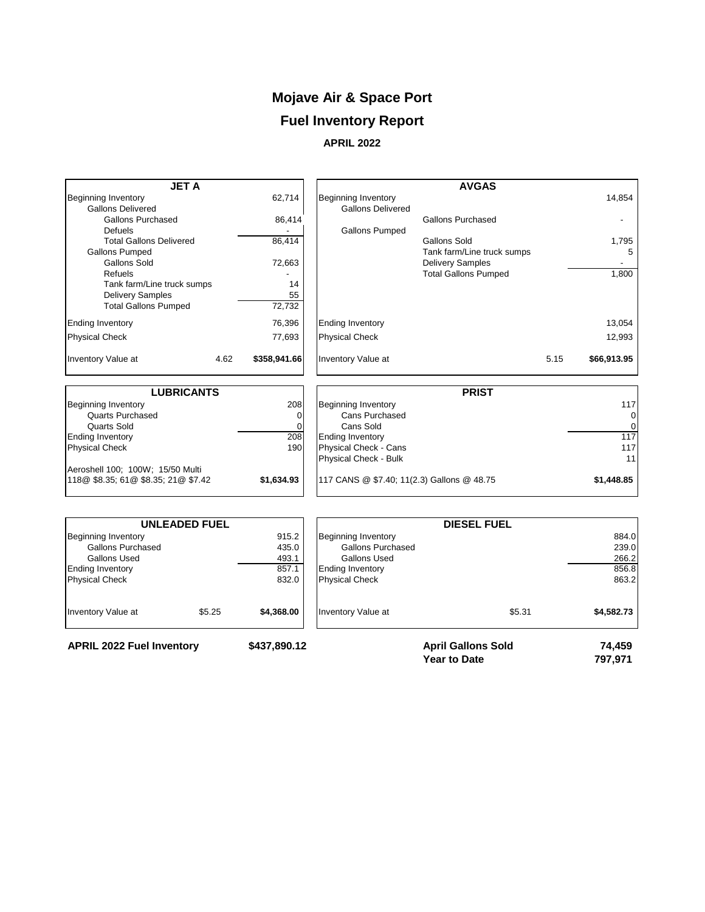# Mojave Air & Space Port

## Fuel Inventory Report

### APRIL 2022

| JET A | | |
|---|---|---|
| Beginning Inventory | | 62,714 |
| Gallons Delivered | | |
| Gallons Purchased | | 86,414 |
| Defuels | | - |
| Total Gallons Delivered | | 86,414 |
| Gallons Pumped | | |
| Gallons Sold | | 72,663 |
| Refuels | | - |
| Tank farm/Line truck sumps | | 14 |
| Delivery Samples | | 55 |
| Total Gallons Pumped | | 72,732 |
| Ending Inventory | | 76,396 |
| Physical Check | | 77,693 |
| Inventory Value at | 4.62 | $358,941.66 |

| AVGAS | | | |
|---|---|---|---|
| Beginning Inventory | | | 14,854 |
| Gallons Delivered | | | |
| | Gallons Purchased | | - |
| Gallons Pumped | | | |
| | Gallons Sold | | 1,795 |
| | Tank farm/Line truck sumps | | 5 |
| | Delivery Samples | | - |
| | Total Gallons Pumped | | 1,800 |
| Ending Inventory | | | 13,054 |
| Physical Check | | | 12,993 |
| Inventory Value at | | 5.15 | $66,913.95 |

| LUBRICANTS | |
|---|---|
| Beginning Inventory | 208 |
| Quarts Purchased | 0 |
| Quarts Sold | 0 |
| Ending Inventory | 208 |
| Physical Check | 190 |
| Aeroshell 100; 100W; 15/50 Multi | |
| 118@ $8.35; 61@ $8.35; 21@ $7.42 | $1,634.93 |

| PRIST | |
|---|---|
| Beginning Inventory | 117 |
| Cans Purchased | 0 |
| Cans Sold | 0 |
| Ending Inventory | 117 |
| Physical Check - Cans | 117 |
| Physical Check - Bulk | 11 |
| 117 CANS @ $7.40; 11(2.3) Gallons @ 48.75 | $1,448.85 |

| UNLEADED FUEL | | |
|---|---|---|
| Beginning Inventory | | 915.2 |
| Gallons Purchased | | 435.0 |
| Gallons Used | | 493.1 |
| Ending Inventory | | 857.1 |
| Physical Check | | 832.0 |
| Inventory Value at | $5.25 | $4,368.00 |

| DIESEL FUEL | | |
|---|---|---|
| Beginning Inventory | | 884.0 |
| Gallons Purchased | | 239.0 |
| Gallons Used | | 266.2 |
| Ending Inventory | | 856.8 |
| Physical Check | | 863.2 |
| Inventory Value at | $5.31 | $4,582.73 |

**APRIL 2022 Fuel Inventory** **$437,890.12**

| | |
|---|---|
| **April Gallons Sold** | **74,459** |
| **Year to Date** | **797,971** |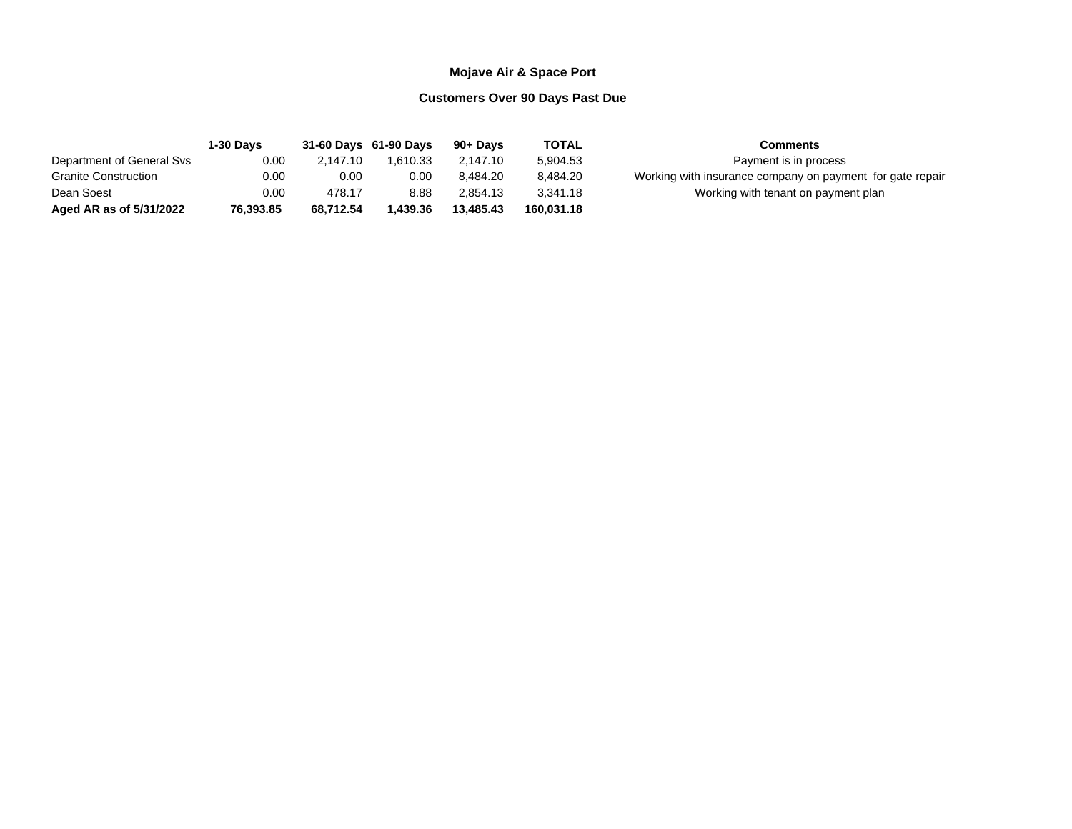**Mojave Air & Space Port**

**Customers Over 90 Days Past Due**

| | **1-30 Days** | **31-60 Days** | **61-90 Days** | **90+ Days** | **TOTAL** | **Comments** |
|---|---|---|---|---|---|---|
| Department of General Svs | 0.00 | 2,147.10 | 1,610.33 | 2,147.10 | 5,904.53 | Payment is in process |
| Granite Construction | 0.00 | 0.00 | 0.00 | 8,484.20 | 8,484.20 | Working with insurance company on payment for gate repair |
| Dean Soest | 0.00 | 478.17 | 8.88 | 2,854.13 | 3,341.18 | Working with tenant on payment plan |
| **Aged AR as of 5/31/2022** | **76,393.85** | **68,712.54** | **1,439.36** | **13,485.43** | **160,031.18** | |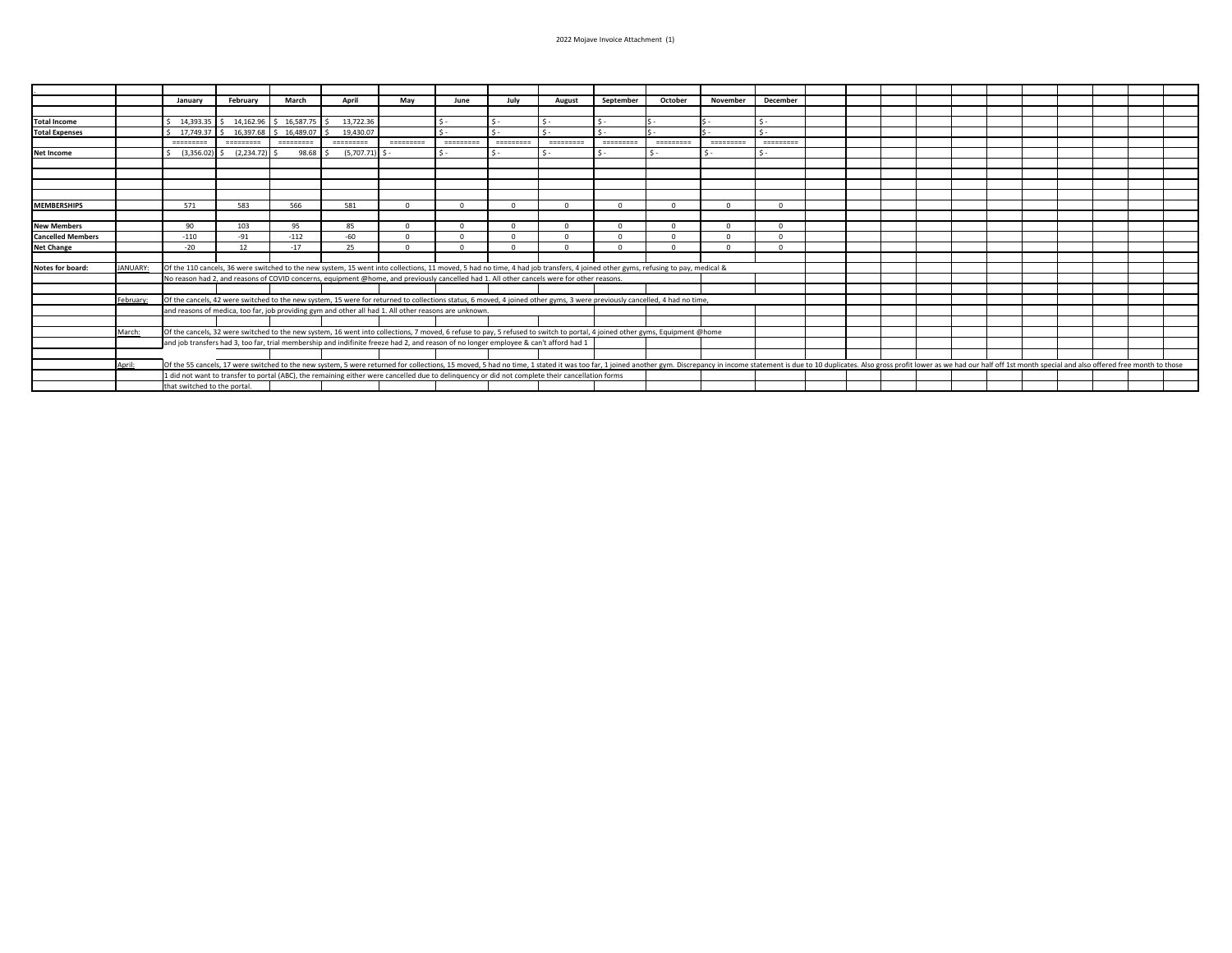2022 Mojave Invoice Attachment (1)

| | | January | February | March | April | May | June | July | August | September | October | November | December |
|---|---|---|---|---|---|---|---|---|---|---|---|---|---|
| **Total Income** | | $ 14,393.35 | $ 14,162.96 | $ 16,587.75 | $ 13,722.36 | | $ - | $ - | $ - | $ - | $ - | $ - | $ - |
| **Total Expenses** | | $ 17,749.37 | $ 16,397.68 | $ 16,489.07 | $ 19,430.07 | | $ - | $ - | $ - | $ - | $ - | $ - | $ - |
| | | ========= | ========= | ========= | ========= | ========= | ========= | ========= | ========= | ========= | ========= | ========= | ========= |
| **Net Income** | | $ (3,356.02) | $ (2,234.72) | $ 98.68 | $ (5,707.71) | $ - | $ - | $ - | $ - | $ - | $ - | $ - | $ - |
| **MEMBERSHIPS** | | 571 | 583 | 566 | 581 | 0 | 0 | 0 | 0 | 0 | 0 | 0 | 0 |
| **New Members** | | 90 | 103 | 95 | 85 | 0 | 0 | 0 | 0 | 0 | 0 | 0 | 0 |
| **Cancelled Members** | | -110 | -91 | -112 | -60 | 0 | 0 | 0 | 0 | 0 | 0 | 0 | 0 |
| **Net Change** | | -20 | 12 | -17 | 25 | 0 | 0 | 0 | 0 | 0 | 0 | 0 | 0 |

**Notes for board:**

JANUARY: Of the 110 cancels, 36 were switched to the new system, 15 went into collections, 11 moved, 5 had no time, 4 had job transfers, 4 joined other gyms, refusing to pay, medical &
No reason had 2, and reasons of COVID concerns, equipment @home, and previously cancelled had 1. All other cancels were for other reasons.

February: Of the cancels, 42 were switched to the new system, 15 were for returned to collections status, 6 moved, 4 joined other gyms, 3 were previously cancelled, 4 had no time,
and reasons of medica, too far, job providing gym and other all had 1. All other reasons are unknown.

March: Of the cancels, 32 were switched to the new system, 16 went into collections, 7 moved, 6 refuse to pay, 5 refused to switch to portal, 4 joined other gyms, Equipment @home
and job transfers had 3, too far, trial membership and indifinite freeze had 2, and reason of no longer employee & can't afford had 1

April: Of the 55 cancels, 17 were switched to the new system, 5 were returned for collections, 15 moved, 5 had no time, 1 stated it was too far, 1 joined another gym. Discrepancy in income statement is due to 10 duplicates. Also gross profit lower as we had our half off 1st month special and also offered free month to those
1 did not want to transfer to portal (ABC), the remaining either were cancelled due to delinquency or did not complete their cancellation forms
that switched to the portal.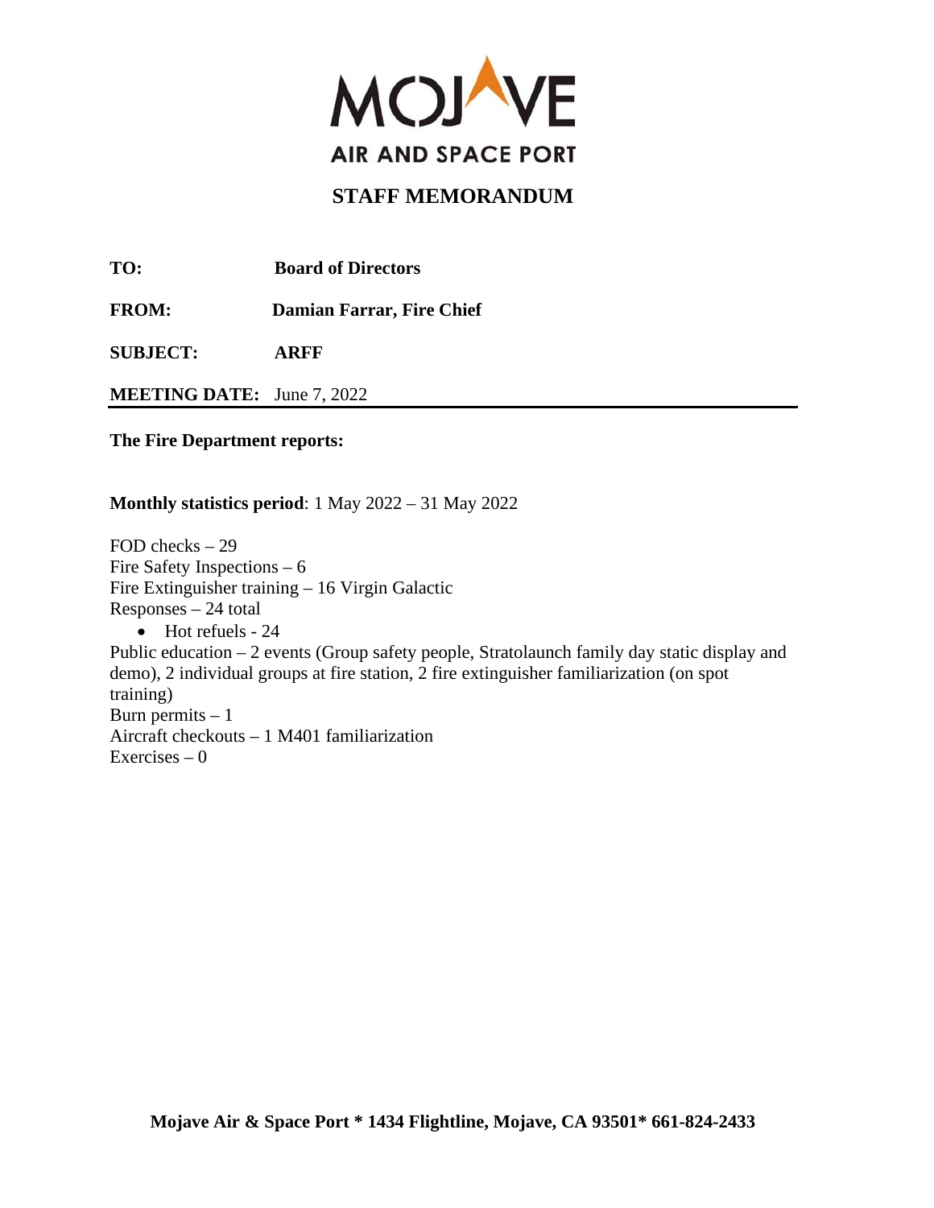MOJAVE

AIR AND SPACE PORT

# STAFF MEMORANDUM

**TO:** **Board of Directors**

**FROM:** **Damian Farrar, Fire Chief**

**SUBJECT:** **ARFF**

**MEETING DATE:** June 7, 2022

**The Fire Department reports:**

**Monthly statistics period**: 1 May 2022 – 31 May 2022

FOD checks – 29
Fire Safety Inspections – 6
Fire Extinguisher training – 16 Virgin Galactic
Responses – 24 total

- Hot refuels - 24

Public education – 2 events (Group safety people, Stratolaunch family day static display and demo), 2 individual groups at fire station, 2 fire extinguisher familiarization (on spot training)
Burn permits – 1
Aircraft checkouts – 1 M401 familiarization
Exercises – 0

**Mojave Air & Space Port * 1434 Flightline, Mojave, CA 93501* 661-824-2433**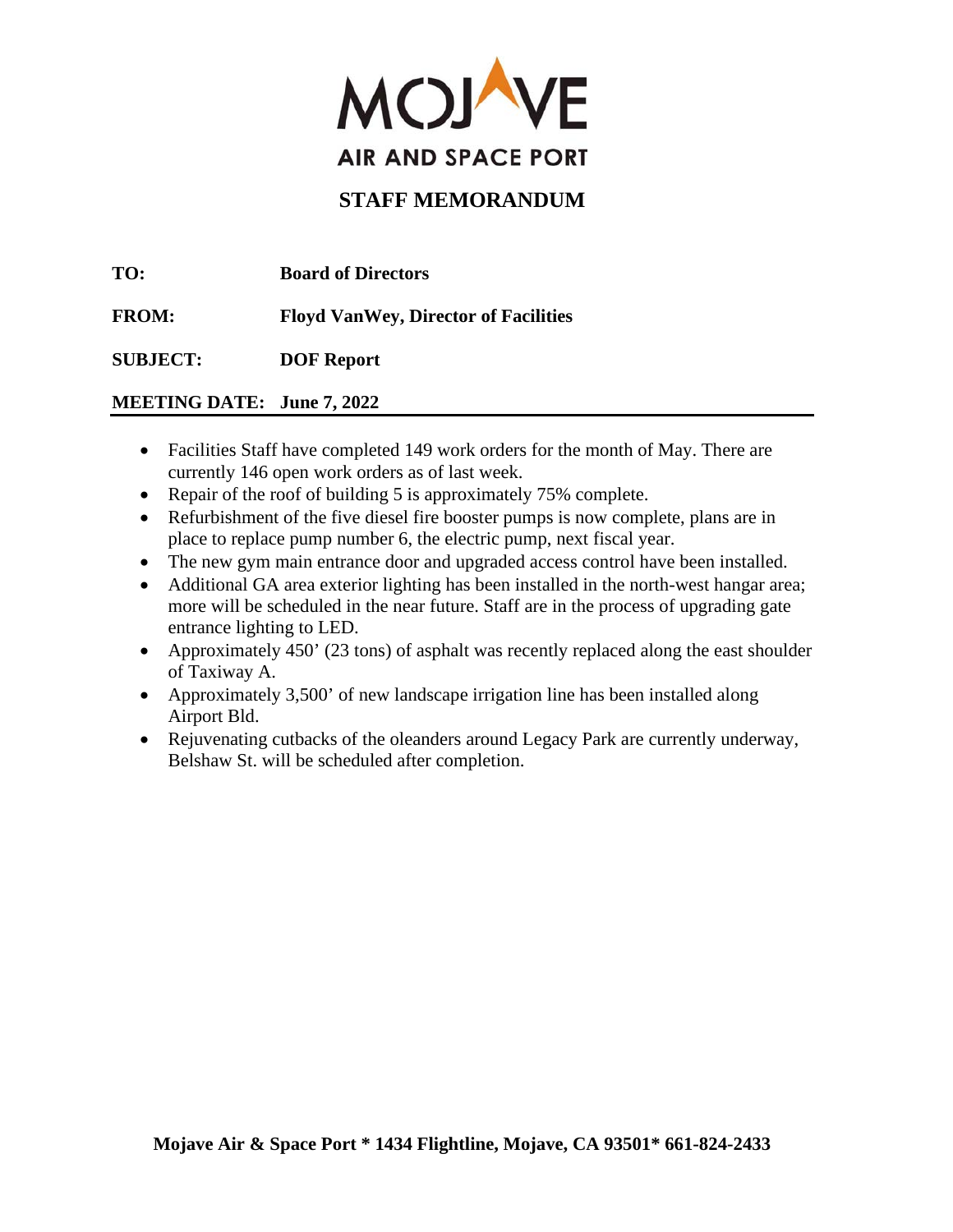MOJAVE

AIR AND SPACE PORT

# STAFF MEMORANDUM

**TO:** **Board of Directors**

**FROM:** **Floyd VanWey, Director of Facilities**

**SUBJECT:** **DOF Report**

**MEETING DATE: June 7, 2022**

---

- Facilities Staff have completed 149 work orders for the month of May. There are currently 146 open work orders as of last week.
- Repair of the roof of building 5 is approximately 75% complete.
- Refurbishment of the five diesel fire booster pumps is now complete, plans are in place to replace pump number 6, the electric pump, next fiscal year.
- The new gym main entrance door and upgraded access control have been installed.
- Additional GA area exterior lighting has been installed in the north-west hangar area; more will be scheduled in the near future. Staff are in the process of upgrading gate entrance lighting to LED.
- Approximately 450' (23 tons) of asphalt was recently replaced along the east shoulder of Taxiway A.
- Approximately 3,500' of new landscape irrigation line has been installed along Airport Bld.
- Rejuvenating cutbacks of the oleanders around Legacy Park are currently underway, Belshaw St. will be scheduled after completion.

**Mojave Air & Space Port * 1434 Flightline, Mojave, CA 93501* 661-824-2433**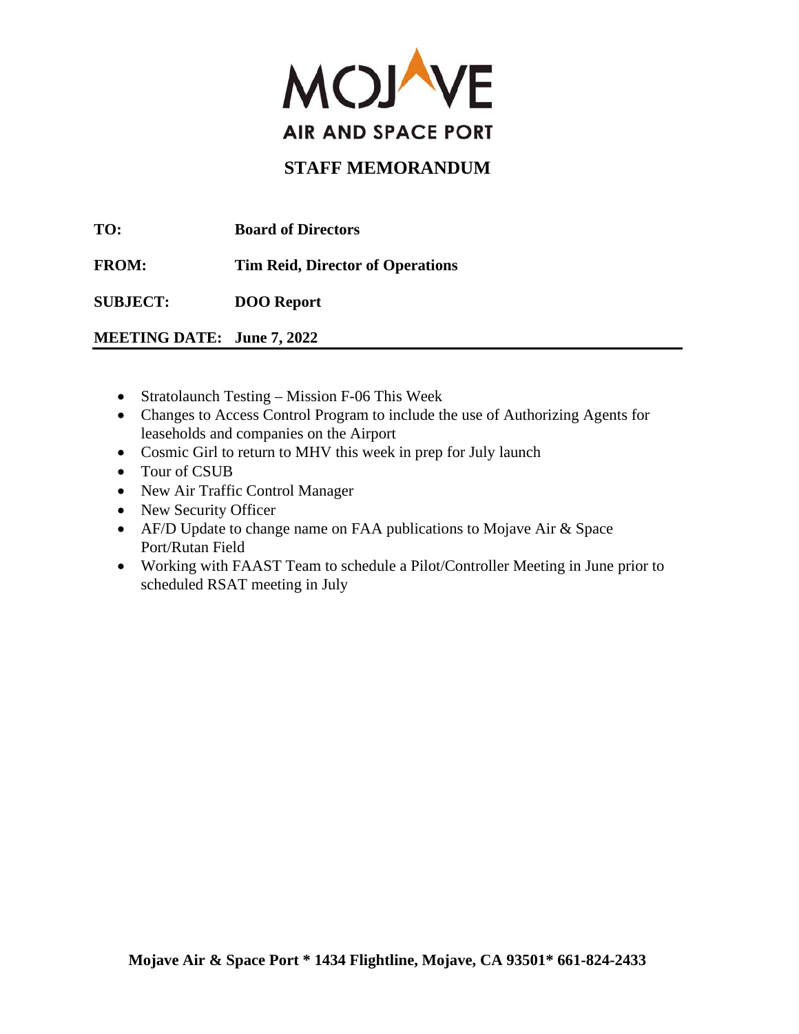MOJAVE
AIR AND SPACE PORT

# STAFF MEMORANDUM

**TO:** Board of Directors

**FROM:** Tim Reid, Director of Operations

**SUBJECT:** DOO Report

**MEETING DATE:** June 7, 2022

---

- Stratolaunch Testing – Mission F-06 This Week
- Changes to Access Control Program to include the use of Authorizing Agents for leaseholds and companies on the Airport
- Cosmic Girl to return to MHV this week in prep for July launch
- Tour of CSUB
- New Air Traffic Control Manager
- New Security Officer
- AF/D Update to change name on FAA publications to Mojave Air & Space Port/Rutan Field
- Working with FAAST Team to schedule a Pilot/Controller Meeting in June prior to scheduled RSAT meeting in July

**Mojave Air & Space Port * 1434 Flightline, Mojave, CA 93501* 661-824-2433**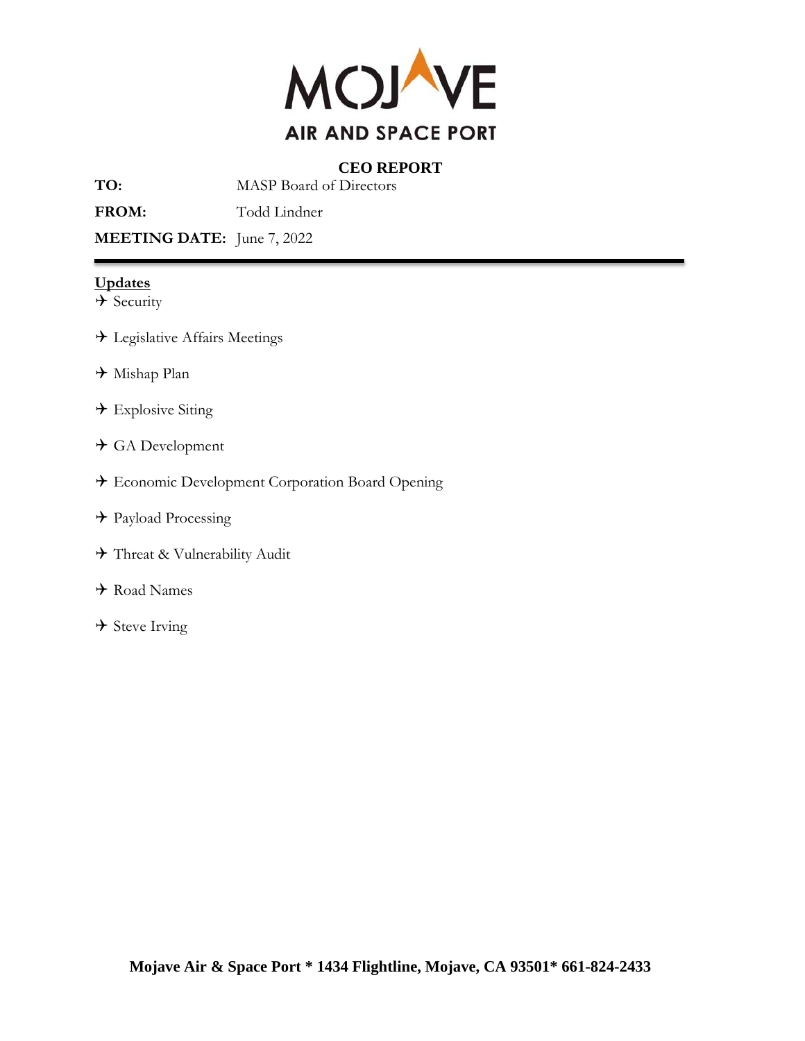# MOJAVE AIR AND SPACE PORT

## CEO REPORT

**TO:** MASP Board of Directors

**FROM:** Todd Lindner

**MEETING DATE:** June 7, 2022

---

**Updates**

- Security
- Legislative Affairs Meetings
- Mishap Plan
- Explosive Siting
- GA Development
- Economic Development Corporation Board Opening
- Payload Processing
- Threat & Vulnerability Audit
- Road Names
- Steve Irving

**Mojave Air & Space Port * 1434 Flightline, Mojave, CA 93501* 661-824-2433**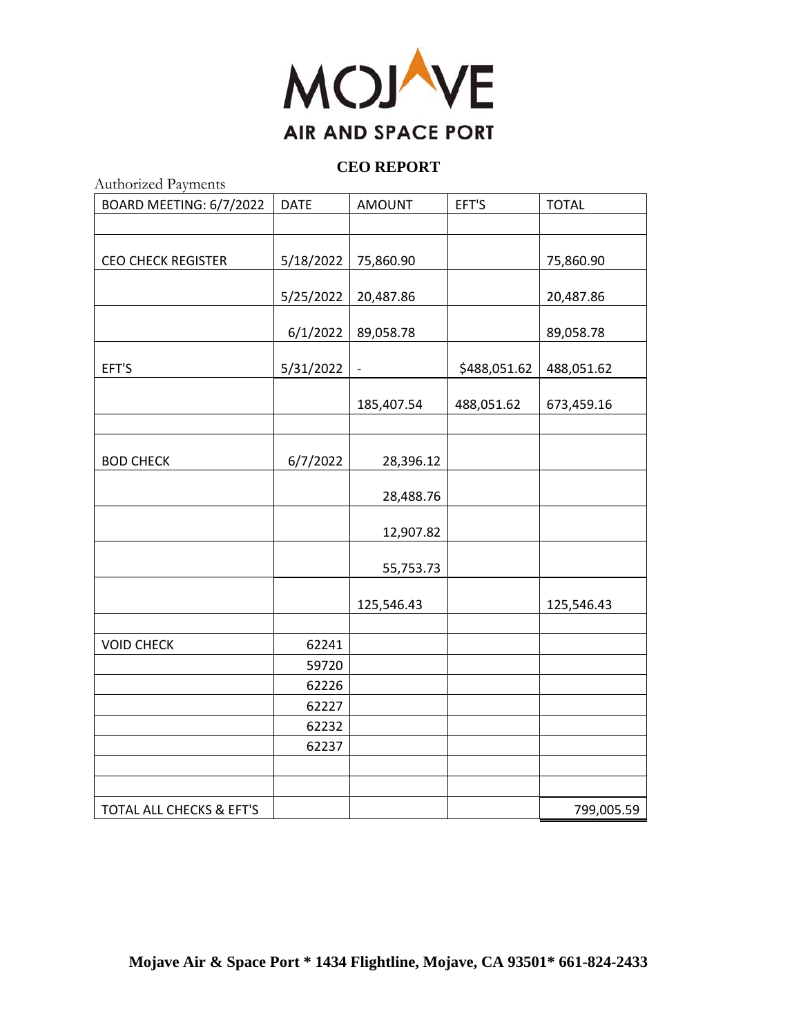# MOJAVE
## AIR AND SPACE PORT

## CEO REPORT

Authorized Payments

| BOARD MEETING: 6/7/2022 | DATE | AMOUNT | EFT'S | TOTAL |
|---|---|---|---|---|
| | | | | |
| CEO CHECK REGISTER | 5/18/2022 | 75,860.90 | | 75,860.90 |
| | 5/25/2022 | 20,487.86 | | 20,487.86 |
| | 6/1/2022 | 89,058.78 | | 89,058.78 |
| EFT'S | 5/31/2022 | - | $488,051.62 | 488,051.62 |
| | | 185,407.54 | 488,051.62 | 673,459.16 |
| | | | | |
| BOD CHECK | 6/7/2022 | 28,396.12 | | |
| | | 28,488.76 | | |
| | | 12,907.82 | | |
| | | 55,753.73 | | |
| | | 125,546.43 | | 125,546.43 |
| | | | | |
| VOID CHECK | 62241 | | | |
| | 59720 | | | |
| | 62226 | | | |
| | 62227 | | | |
| | 62232 | | | |
| | 62237 | | | |
| | | | | |
| | | | | |
| TOTAL ALL CHECKS & EFT'S | | | | 799,005.59 |

**Mojave Air & Space Port * 1434 Flightline, Mojave, CA 93501* 661-824-2433**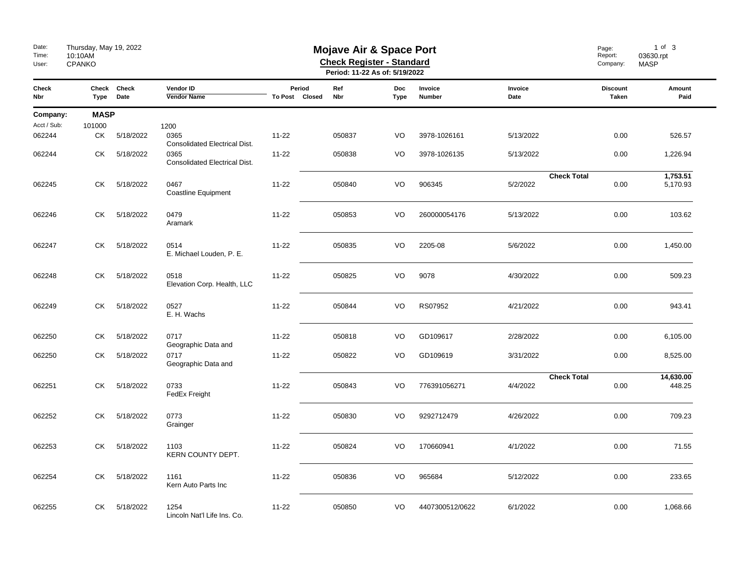# Mojave Air & Space Port

**Check Register - Standard**

**Period: 11-22 As of: 5/19/2022**

Date: Thursday, May 19, 2022
Time: 10:10AM
User: CPANKO

Report: 03630.rpt
Company: MASP

| Check Nbr | Check Type | Check Date | Vendor ID / Vendor Name | Period To Post | Period Closed | Ref Nbr | Doc Type | Invoice Number | Invoice Date | Discount Taken | Amount Paid |
|---|---|---|---|---|---|---|---|---|---|---|---|
| **Company:** | **MASP** | | | | | | | | | | |
| Acct / Sub: | 101000 | | 1200 | | | | | | | | |
| 062244 | CK | 5/18/2022 | 0365 Consolidated Electrical Dist. | 11-22 | | 050837 | VO | 3978-1026161 | 5/13/2022 | 0.00 | 526.57 |
| 062244 | CK | 5/18/2022 | 0365 Consolidated Electrical Dist. | 11-22 | | 050838 | VO | 3978-1026135 | 5/13/2022 | 0.00 | 1,226.94 |
| | | | | | | | | | **Check Total** | | **1,753.51** |
| 062245 | CK | 5/18/2022 | 0467 Coastline Equipment | 11-22 | | 050840 | VO | 906345 | 5/2/2022 | 0.00 | 5,170.93 |
| 062246 | CK | 5/18/2022 | 0479 Aramark | 11-22 | | 050853 | VO | 260000054176 | 5/13/2022 | 0.00 | 103.62 |
| 062247 | CK | 5/18/2022 | 0514 E. Michael Louden, P. E. | 11-22 | | 050835 | VO | 2205-08 | 5/6/2022 | 0.00 | 1,450.00 |
| 062248 | CK | 5/18/2022 | 0518 Elevation Corp. Health, LLC | 11-22 | | 050825 | VO | 9078 | 4/30/2022 | 0.00 | 509.23 |
| 062249 | CK | 5/18/2022 | 0527 E. H. Wachs | 11-22 | | 050844 | VO | RS07952 | 4/21/2022 | 0.00 | 943.41 |
| 062250 | CK | 5/18/2022 | 0717 Geographic Data and | 11-22 | | 050818 | VO | GD109617 | 2/28/2022 | 0.00 | 6,105.00 |
| 062250 | CK | 5/18/2022 | 0717 Geographic Data and | 11-22 | | 050822 | VO | GD109619 | 3/31/2022 | 0.00 | 8,525.00 |
| | | | | | | | | | **Check Total** | | **14,630.00** |
| 062251 | CK | 5/18/2022 | 0733 FedEx Freight | 11-22 | | 050843 | VO | 776391056271 | 4/4/2022 | 0.00 | 448.25 |
| 062252 | CK | 5/18/2022 | 0773 Grainger | 11-22 | | 050830 | VO | 9292712479 | 4/26/2022 | 0.00 | 709.23 |
| 062253 | CK | 5/18/2022 | 1103 KERN COUNTY DEPT. | 11-22 | | 050824 | VO | 170660941 | 4/1/2022 | 0.00 | 71.55 |
| 062254 | CK | 5/18/2022 | 1161 Kern Auto Parts Inc | 11-22 | | 050836 | VO | 965684 | 5/12/2022 | 0.00 | 233.65 |
| 062255 | CK | 5/18/2022 | 1254 Lincoln Nat'l Life Ins. Co. | 11-22 | | 050850 | VO | 4407300512/0622 | 6/1/2022 | 0.00 | 1,068.66 |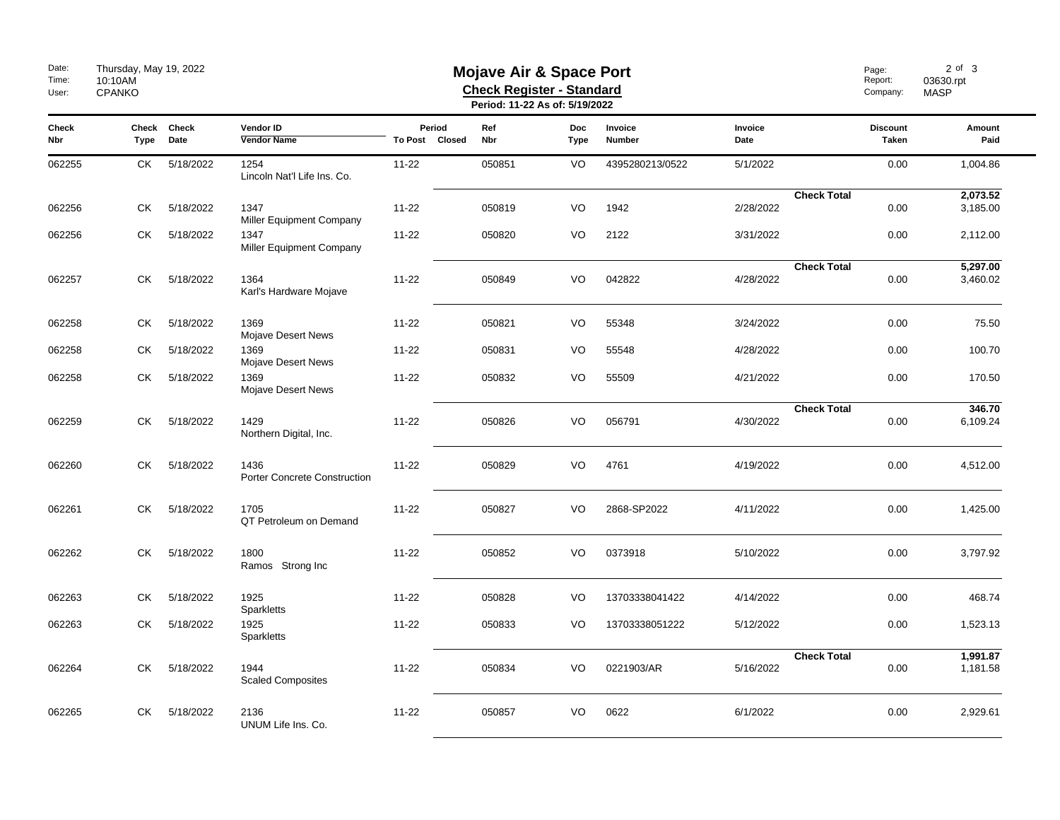# Mojave Air & Space Port

**Check Register - Standard**

**Period: 11-22 As of: 5/19/2022**

Date: Thursday, May 19, 2022
Time: 10:10AM
User: CPANKO

Report: 03630.rpt
Company: MASP

| Check Nbr | Check Type | Check Date | Vendor ID / Vendor Name | Period To Post | Period Closed | Ref Nbr | Doc Type | Invoice Number | Invoice Date | Discount Taken | Amount Paid |
|---|---|---|---|---|---|---|---|---|---|---|---|
| 062255 | CK | 5/18/2022 | 1254 Lincoln Nat'l Life Ins. Co. | 11-22 | | 050851 | VO | 4395280213/0522 | 5/1/2022 | 0.00 | 1,004.86 |
| | | | | | | | | | **Check Total** | | **2,073.52** |
| 062256 | CK | 5/18/2022 | 1347 Miller Equipment Company | 11-22 | | 050819 | VO | 1942 | 2/28/2022 | 0.00 | 3,185.00 |
| 062256 | CK | 5/18/2022 | 1347 Miller Equipment Company | 11-22 | | 050820 | VO | 2122 | 3/31/2022 | 0.00 | 2,112.00 |
| | | | | | | | | | **Check Total** | | **5,297.00** |
| 062257 | CK | 5/18/2022 | 1364 Karl's Hardware Mojave | 11-22 | | 050849 | VO | 042822 | 4/28/2022 | 0.00 | 3,460.02 |
| 062258 | CK | 5/18/2022 | 1369 Mojave Desert News | 11-22 | | 050821 | VO | 55348 | 3/24/2022 | 0.00 | 75.50 |
| 062258 | CK | 5/18/2022 | 1369 Mojave Desert News | 11-22 | | 050831 | VO | 55548 | 4/28/2022 | 0.00 | 100.70 |
| 062258 | CK | 5/18/2022 | 1369 Mojave Desert News | 11-22 | | 050832 | VO | 55509 | 4/21/2022 | 0.00 | 170.50 |
| | | | | | | | | | **Check Total** | | **346.70** |
| 062259 | CK | 5/18/2022 | 1429 Northern Digital, Inc. | 11-22 | | 050826 | VO | 056791 | 4/30/2022 | 0.00 | 6,109.24 |
| 062260 | CK | 5/18/2022 | 1436 Porter Concrete Construction | 11-22 | | 050829 | VO | 4761 | 4/19/2022 | 0.00 | 4,512.00 |
| 062261 | CK | 5/18/2022 | 1705 QT Petroleum on Demand | 11-22 | | 050827 | VO | 2868-SP2022 | 4/11/2022 | 0.00 | 1,425.00 |
| 062262 | CK | 5/18/2022 | 1800 Ramos Strong Inc | 11-22 | | 050852 | VO | 0373918 | 5/10/2022 | 0.00 | 3,797.92 |
| 062263 | CK | 5/18/2022 | 1925 Sparkletts | 11-22 | | 050828 | VO | 13703338041422 | 4/14/2022 | 0.00 | 468.74 |
| 062263 | CK | 5/18/2022 | 1925 Sparkletts | 11-22 | | 050833 | VO | 13703338051222 | 5/12/2022 | 0.00 | 1,523.13 |
| | | | | | | | | | **Check Total** | | **1,991.87** |
| 062264 | CK | 5/18/2022 | 1944 Scaled Composites | 11-22 | | 050834 | VO | 0221903/AR | 5/16/2022 | 0.00 | 1,181.58 |
| 062265 | CK | 5/18/2022 | 2136 UNUM Life Ins. Co. | 11-22 | | 050857 | VO | 0622 | 6/1/2022 | 0.00 | 2,929.61 |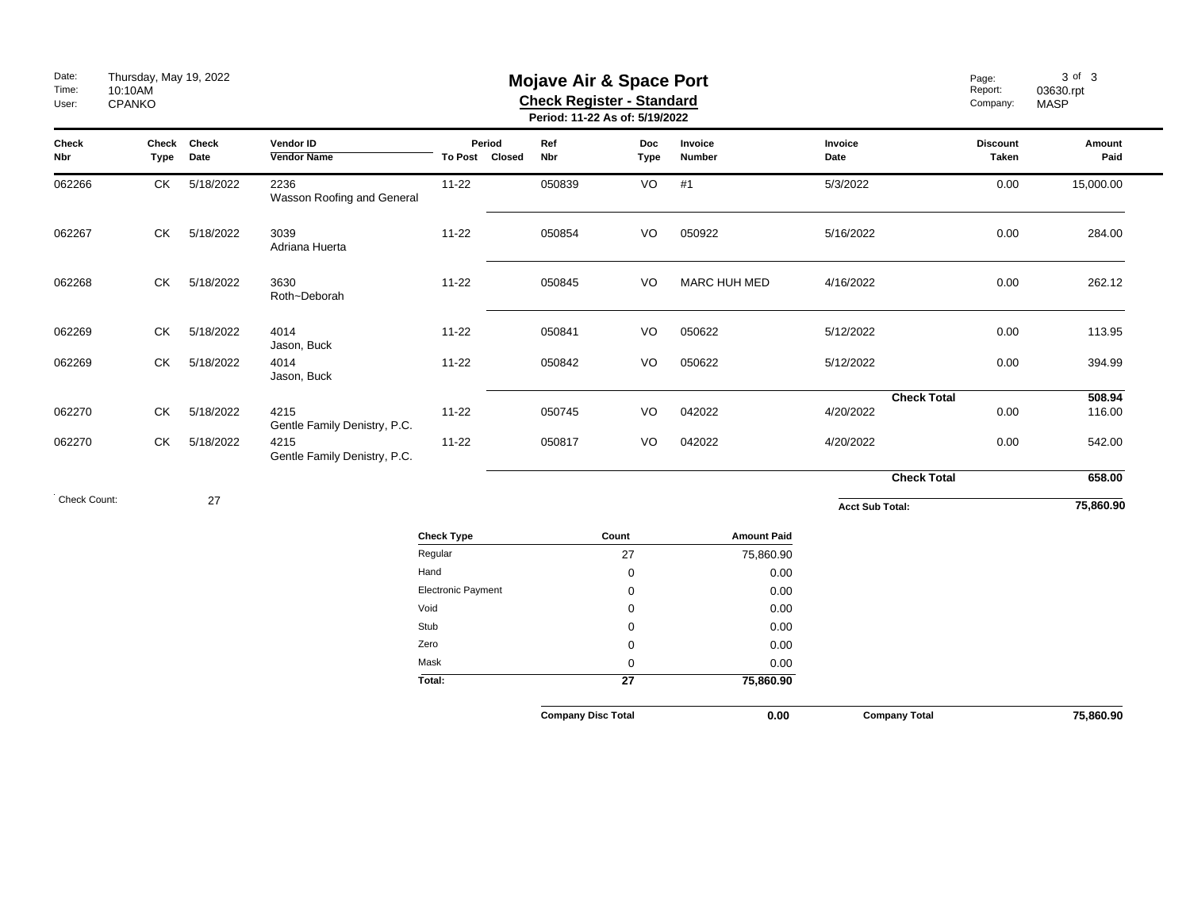# Mojave Air & Space Port

## Check Register - Standard

**Period: 11-22 As of: 5/19/2022**

Date: Thursday, May 19, 2022
Time: 10:10AM
User: CPANKO

Report: 03630.rpt
Company: MASP

| Check Nbr | Check Type | Check Date | Vendor ID / Vendor Name | Period To Post | Period Closed | Ref Nbr | Doc Type | Invoice Number | Invoice Date | Discount Taken | Amount Paid |
|---|---|---|---|---|---|---|---|---|---|---|---|
| 062266 | CK | 5/18/2022 | 2236 Wasson Roofing and General | 11-22 | | 050839 | VO | #1 | 5/3/2022 | 0.00 | 15,000.00 |
| 062267 | CK | 5/18/2022 | 3039 Adriana Huerta | 11-22 | | 050854 | VO | 050922 | 5/16/2022 | 0.00 | 284.00 |
| 062268 | CK | 5/18/2022 | 3630 Roth~Deborah | 11-22 | | 050845 | VO | MARC HUH MED | 4/16/2022 | 0.00 | 262.12 |
| 062269 | CK | 5/18/2022 | 4014 Jason, Buck | 11-22 | | 050841 | VO | 050622 | 5/12/2022 | 0.00 | 113.95 |
| 062269 | CK | 5/18/2022 | 4014 Jason, Buck | 11-22 | | 050842 | VO | 050622 | 5/12/2022 | 0.00 | 394.99 |
| | | | | | | | | | | **Check Total** | **508.94** |
| 062270 | CK | 5/18/2022 | 4215 Gentle Family Denistry, P.C. | 11-22 | | 050745 | VO | 042022 | 4/20/2022 | 0.00 | 116.00 |
| 062270 | CK | 5/18/2022 | 4215 Gentle Family Denistry, P.C. | 11-22 | | 050817 | VO | 042022 | 4/20/2022 | 0.00 | 542.00 |
| | | | | | | | | | | **Check Total** | **658.00** |

Check Count: 27

**Acct Sub Total: 75,860.90**

| Check Type | Count | Amount Paid |
|---|---|---|
| Regular | 27 | 75,860.90 |
| Hand | 0 | 0.00 |
| Electronic Payment | 0 | 0.00 |
| Void | 0 | 0.00 |
| Stub | 0 | 0.00 |
| Zero | 0 | 0.00 |
| Mask | 0 | 0.00 |
| **Total:** | **27** | **75,860.90** |

**Company Disc Total** **0.00**

**Company Total** **75,860.90**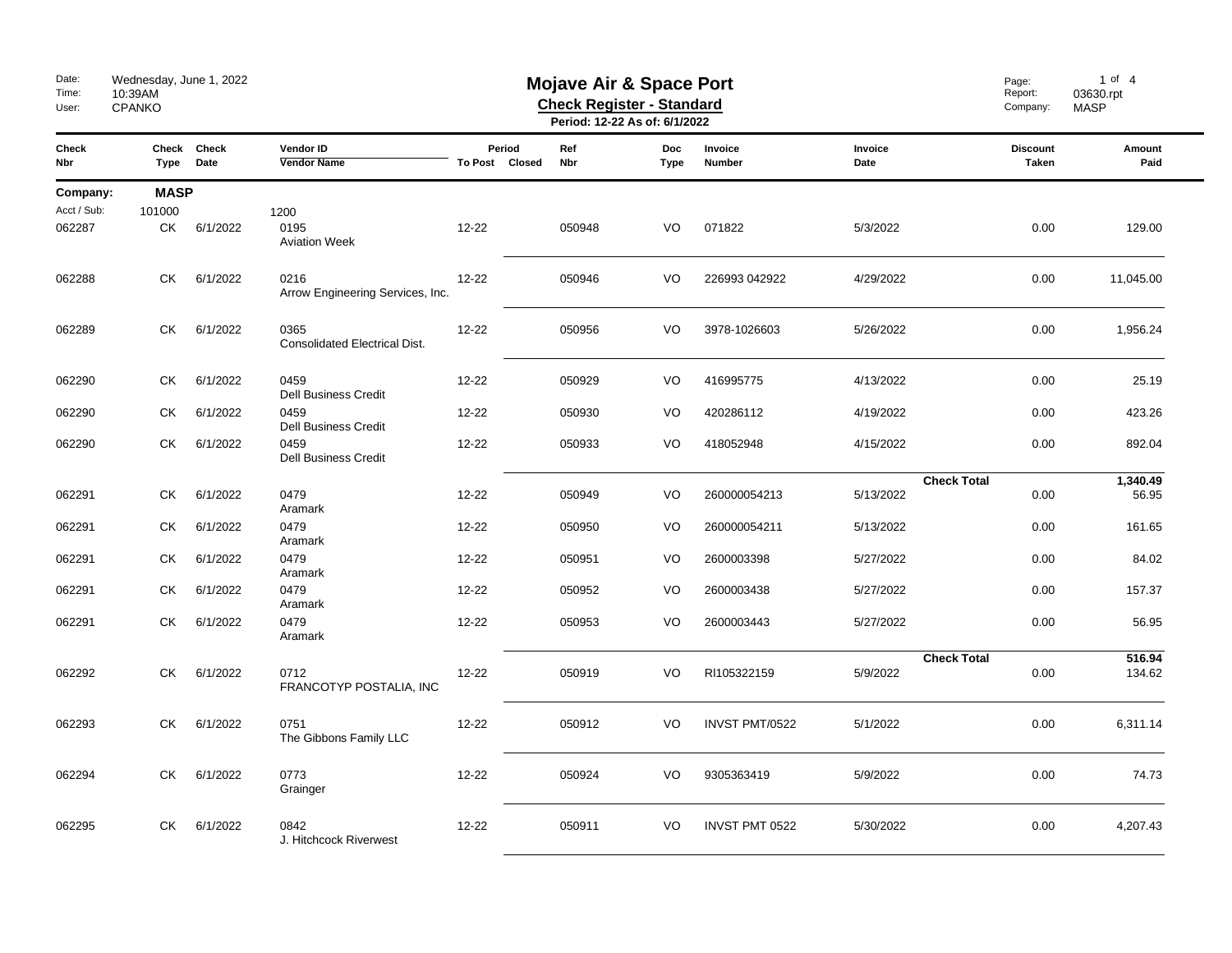# Mojave Air & Space Port

**Check Register - Standard**

**Period: 12-22 As of: 6/1/2022**

Date: Wednesday, June 1, 2022
Time: 10:39AM
User: CPANKO

Report: 03630.rpt
Company: MASP

| Check Nbr | Check Type | Check Date | Vendor ID / Vendor Name | Period To Post | Period Closed | Ref Nbr | Doc Type | Invoice Number | Invoice Date | Discount Taken | Amount Paid |
|---|---|---|---|---|---|---|---|---|---|---|---|
| Company: | **MASP** | | | | | | | | | | |
| Acct / Sub: | 101000 | | 1200 | | | | | | | | |
| 062287 | CK | 6/1/2022 | 0195 Aviation Week | 12-22 | | 050948 | VO | 071822 | 5/3/2022 | 0.00 | 129.00 |
| 062288 | CK | 6/1/2022 | 0216 Arrow Engineering Services, Inc. | 12-22 | | 050946 | VO | 226993 042922 | 4/29/2022 | 0.00 | 11,045.00 |
| 062289 | CK | 6/1/2022 | 0365 Consolidated Electrical Dist. | 12-22 | | 050956 | VO | 3978-1026603 | 5/26/2022 | 0.00 | 1,956.24 |
| 062290 | CK | 6/1/2022 | 0459 Dell Business Credit | 12-22 | | 050929 | VO | 416995775 | 4/13/2022 | 0.00 | 25.19 |
| 062290 | CK | 6/1/2022 | 0459 Dell Business Credit | 12-22 | | 050930 | VO | 420286112 | 4/19/2022 | 0.00 | 423.26 |
| 062290 | CK | 6/1/2022 | 0459 Dell Business Credit | 12-22 | | 050933 | VO | 418052948 | 4/15/2022 | 0.00 | 892.04 |
| | | | | | | | | | **Check Total** | | **1,340.49** |
| 062291 | CK | 6/1/2022 | 0479 Aramark | 12-22 | | 050949 | VO | 260000054213 | 5/13/2022 | 0.00 | 56.95 |
| 062291 | CK | 6/1/2022 | 0479 Aramark | 12-22 | | 050950 | VO | 260000054211 | 5/13/2022 | 0.00 | 161.65 |
| 062291 | CK | 6/1/2022 | 0479 Aramark | 12-22 | | 050951 | VO | 2600003398 | 5/27/2022 | 0.00 | 84.02 |
| 062291 | CK | 6/1/2022 | 0479 Aramark | 12-22 | | 050952 | VO | 2600003438 | 5/27/2022 | 0.00 | 157.37 |
| 062291 | CK | 6/1/2022 | 0479 Aramark | 12-22 | | 050953 | VO | 2600003443 | 5/27/2022 | 0.00 | 56.95 |
| | | | | | | | | | **Check Total** | | **516.94** |
| 062292 | CK | 6/1/2022 | 0712 FRANCOTYP POSTALIA, INC | 12-22 | | 050919 | VO | RI105322159 | 5/9/2022 | 0.00 | 134.62 |
| 062293 | CK | 6/1/2022 | 0751 The Gibbons Family LLC | 12-22 | | 050912 | VO | INVST PMT/0522 | 5/1/2022 | 0.00 | 6,311.14 |
| 062294 | CK | 6/1/2022 | 0773 Grainger | 12-22 | | 050924 | VO | 9305363419 | 5/9/2022 | 0.00 | 74.73 |
| 062295 | CK | 6/1/2022 | 0842 J. Hitchcock Riverwest | 12-22 | | 050911 | VO | INVST PMT 0522 | 5/30/2022 | 0.00 | 4,207.43 |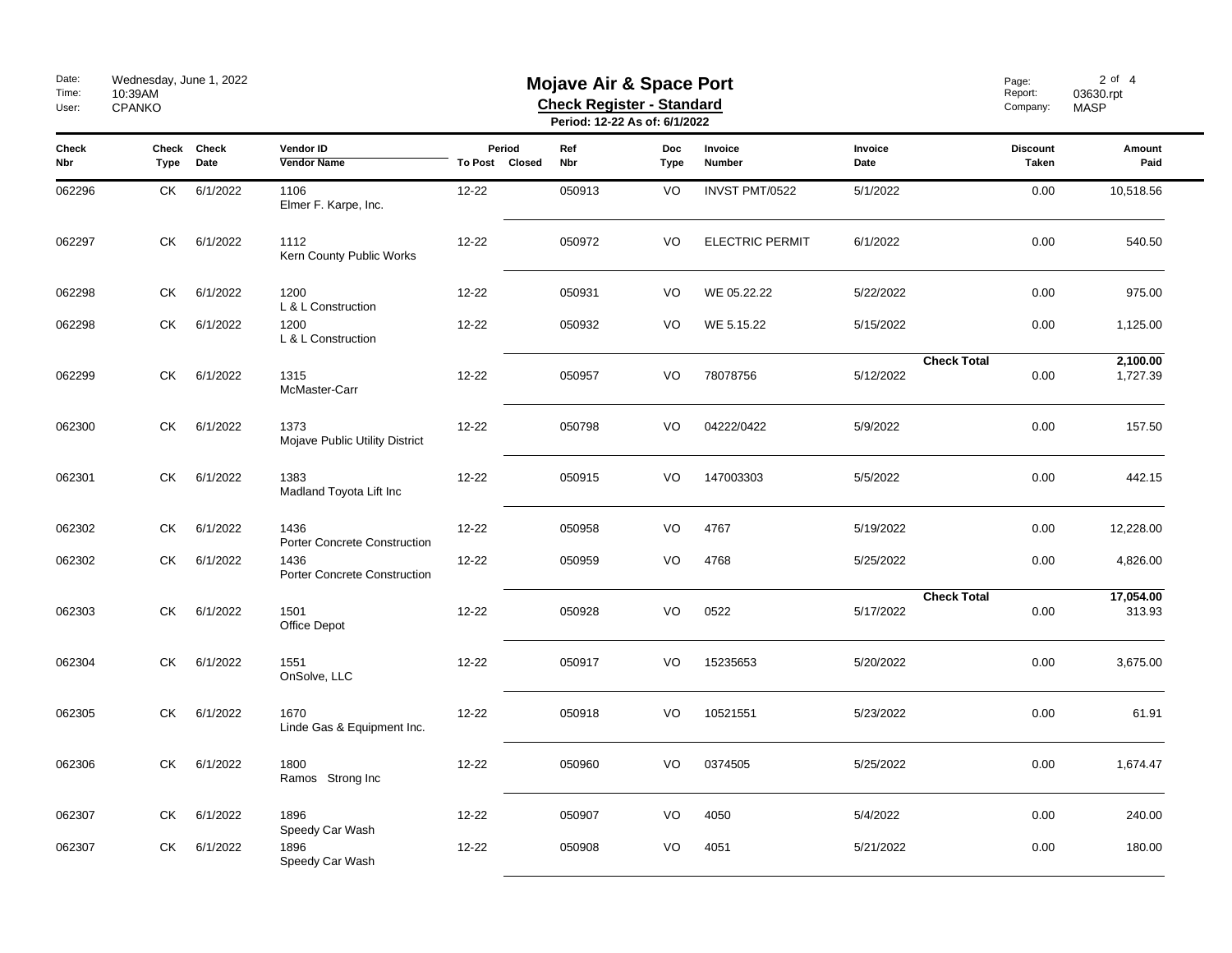# Mojave Air & Space Port

**Check Register - Standard**

**Period: 12-22 As of: 6/1/2022**

| Check Nbr | Check Type | Check Date | Vendor ID / Vendor Name | Period To Post | Period Closed | Ref Nbr | Doc Type | Invoice Number | Invoice Date | Discount Taken | Amount Paid |
|---|---|---|---|---|---|---|---|---|---|---|---|
| 062296 | CK | 6/1/2022 | 1106 Elmer F. Karpe, Inc. | 12-22 | | 050913 | VO | INVST PMT/0522 | 5/1/2022 | 0.00 | 10,518.56 |
| 062297 | CK | 6/1/2022 | 1112 Kern County Public Works | 12-22 | | 050972 | VO | ELECTRIC PERMIT | 6/1/2022 | 0.00 | 540.50 |
| 062298 | CK | 6/1/2022 | 1200 L & L Construction | 12-22 | | 050931 | VO | WE 05.22.22 | 5/22/2022 | 0.00 | 975.00 |
| 062298 | CK | 6/1/2022 | 1200 L & L Construction | 12-22 | | 050932 | VO | WE 5.15.22 | 5/15/2022 | 0.00 | 1,125.00 |
| | | | | | | | | | **Check Total** | | **2,100.00** |
| 062299 | CK | 6/1/2022 | 1315 McMaster-Carr | 12-22 | | 050957 | VO | 78078756 | 5/12/2022 | 0.00 | 1,727.39 |
| 062300 | CK | 6/1/2022 | 1373 Mojave Public Utility District | 12-22 | | 050798 | VO | 04222/0422 | 5/9/2022 | 0.00 | 157.50 |
| 062301 | CK | 6/1/2022 | 1383 Madland Toyota Lift Inc | 12-22 | | 050915 | VO | 147003303 | 5/5/2022 | 0.00 | 442.15 |
| 062302 | CK | 6/1/2022 | 1436 Porter Concrete Construction | 12-22 | | 050958 | VO | 4767 | 5/19/2022 | 0.00 | 12,228.00 |
| 062302 | CK | 6/1/2022 | 1436 Porter Concrete Construction | 12-22 | | 050959 | VO | 4768 | 5/25/2022 | 0.00 | 4,826.00 |
| | | | | | | | | | **Check Total** | | **17,054.00** |
| 062303 | CK | 6/1/2022 | 1501 Office Depot | 12-22 | | 050928 | VO | 0522 | 5/17/2022 | 0.00 | 313.93 |
| 062304 | CK | 6/1/2022 | 1551 OnSolve, LLC | 12-22 | | 050917 | VO | 15235653 | 5/20/2022 | 0.00 | 3,675.00 |
| 062305 | CK | 6/1/2022 | 1670 Linde Gas & Equipment Inc. | 12-22 | | 050918 | VO | 10521551 | 5/23/2022 | 0.00 | 61.91 |
| 062306 | CK | 6/1/2022 | 1800 Ramos Strong Inc | 12-22 | | 050960 | VO | 0374505 | 5/25/2022 | 0.00 | 1,674.47 |
| 062307 | CK | 6/1/2022 | 1896 Speedy Car Wash | 12-22 | | 050907 | VO | 4050 | 5/4/2022 | 0.00 | 240.00 |
| 062307 | CK | 6/1/2022 | 1896 Speedy Car Wash | 12-22 | | 050908 | VO | 4051 | 5/21/2022 | 0.00 | 180.00 |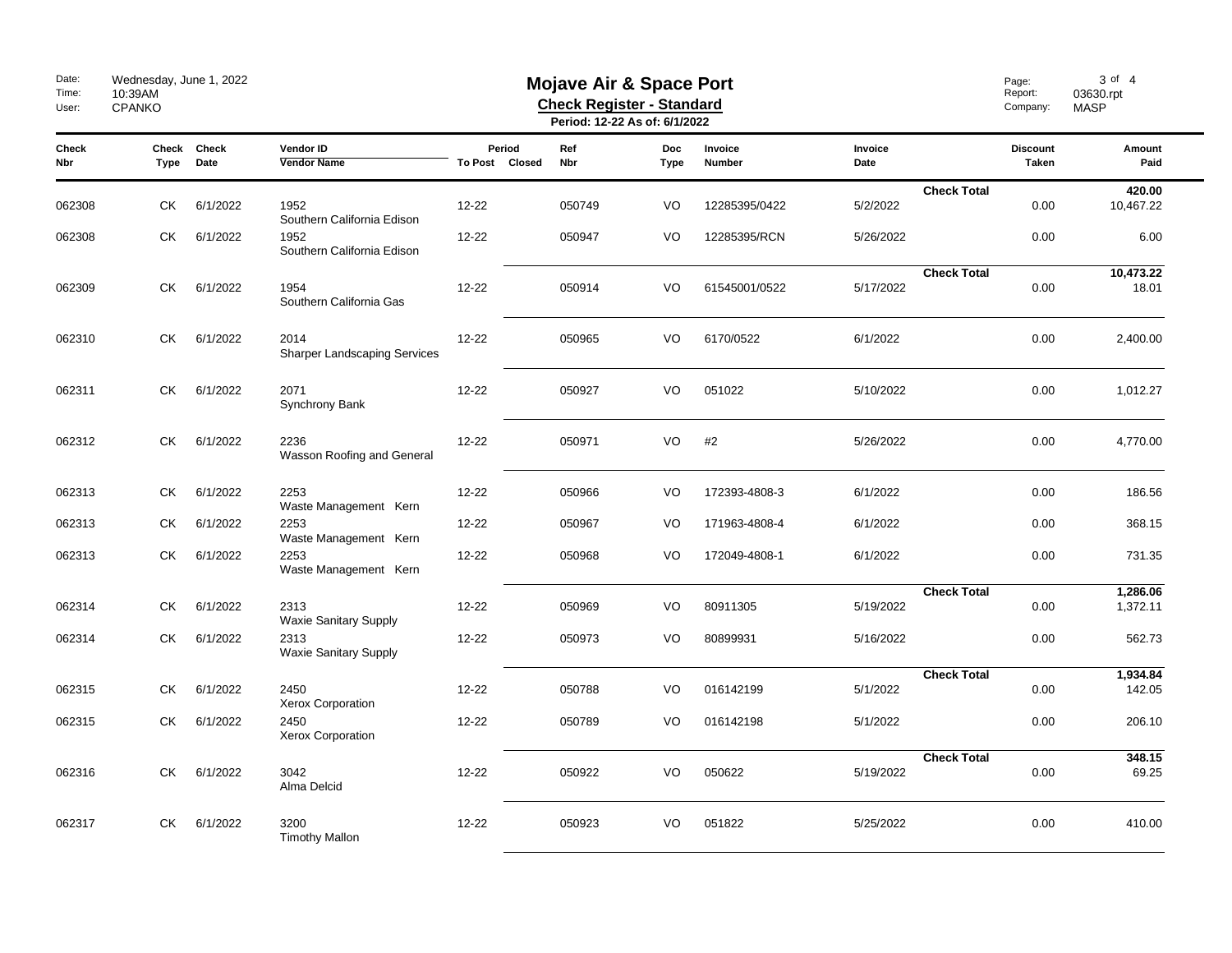# Mojave Air & Space Port

**Check Register - Standard**

**Period: 12-22 As of: 6/1/2022**

Date: Wednesday, June 1, 2022
Time: 10:39AM
User: CPANKO

Report: 03630.rpt
Company: MASP

| Check Nbr | Check Type | Check Date | Vendor ID / Vendor Name | Period To Post | Period Closed | Ref Nbr | Doc Type | Invoice Number | Invoice Date | | Discount Taken | Amount Paid |
|---|---|---|---|---|---|---|---|---|---|---|---|---|
| | | | | | | | | | | **Check Total** | | **420.00** |
| 062308 | CK | 6/1/2022 | 1952 Southern California Edison | 12-22 | | 050749 | VO | 12285395/0422 | 5/2/2022 | | 0.00 | 10,467.22 |
| 062308 | CK | 6/1/2022 | 1952 Southern California Edison | 12-22 | | 050947 | VO | 12285395/RCN | 5/26/2022 | | 0.00 | 6.00 |
| | | | | | | | | | | **Check Total** | | **10,473.22** |
| 062309 | CK | 6/1/2022 | 1954 Southern California Gas | 12-22 | | 050914 | VO | 61545001/0522 | 5/17/2022 | | 0.00 | 18.01 |
| 062310 | CK | 6/1/2022 | 2014 Sharper Landscaping Services | 12-22 | | 050965 | VO | 6170/0522 | 6/1/2022 | | 0.00 | 2,400.00 |
| 062311 | CK | 6/1/2022 | 2071 Synchrony Bank | 12-22 | | 050927 | VO | 051022 | 5/10/2022 | | 0.00 | 1,012.27 |
| 062312 | CK | 6/1/2022 | 2236 Wasson Roofing and General | 12-22 | | 050971 | VO | #2 | 5/26/2022 | | 0.00 | 4,770.00 |
| 062313 | CK | 6/1/2022 | 2253 Waste Management Kern | 12-22 | | 050966 | VO | 172393-4808-3 | 6/1/2022 | | 0.00 | 186.56 |
| 062313 | CK | 6/1/2022 | 2253 Waste Management Kern | 12-22 | | 050967 | VO | 171963-4808-4 | 6/1/2022 | | 0.00 | 368.15 |
| 062313 | CK | 6/1/2022 | 2253 Waste Management Kern | 12-22 | | 050968 | VO | 172049-4808-1 | 6/1/2022 | | 0.00 | 731.35 |
| | | | | | | | | | | **Check Total** | | **1,286.06** |
| 062314 | CK | 6/1/2022 | 2313 Waxie Sanitary Supply | 12-22 | | 050969 | VO | 80911305 | 5/19/2022 | | 0.00 | 1,372.11 |
| 062314 | CK | 6/1/2022 | 2313 Waxie Sanitary Supply | 12-22 | | 050973 | VO | 80899931 | 5/16/2022 | | 0.00 | 562.73 |
| | | | | | | | | | | **Check Total** | | **1,934.84** |
| 062315 | CK | 6/1/2022 | 2450 Xerox Corporation | 12-22 | | 050788 | VO | 016142199 | 5/1/2022 | | 0.00 | 142.05 |
| 062315 | CK | 6/1/2022 | 2450 Xerox Corporation | 12-22 | | 050789 | VO | 016142198 | 5/1/2022 | | 0.00 | 206.10 |
| | | | | | | | | | | **Check Total** | | **348.15** |
| 062316 | CK | 6/1/2022 | 3042 Alma Delcid | 12-22 | | 050922 | VO | 050622 | 5/19/2022 | | 0.00 | 69.25 |
| 062317 | CK | 6/1/2022 | 3200 Timothy Mallon | 12-22 | | 050923 | VO | 051822 | 5/25/2022 | | 0.00 | 410.00 |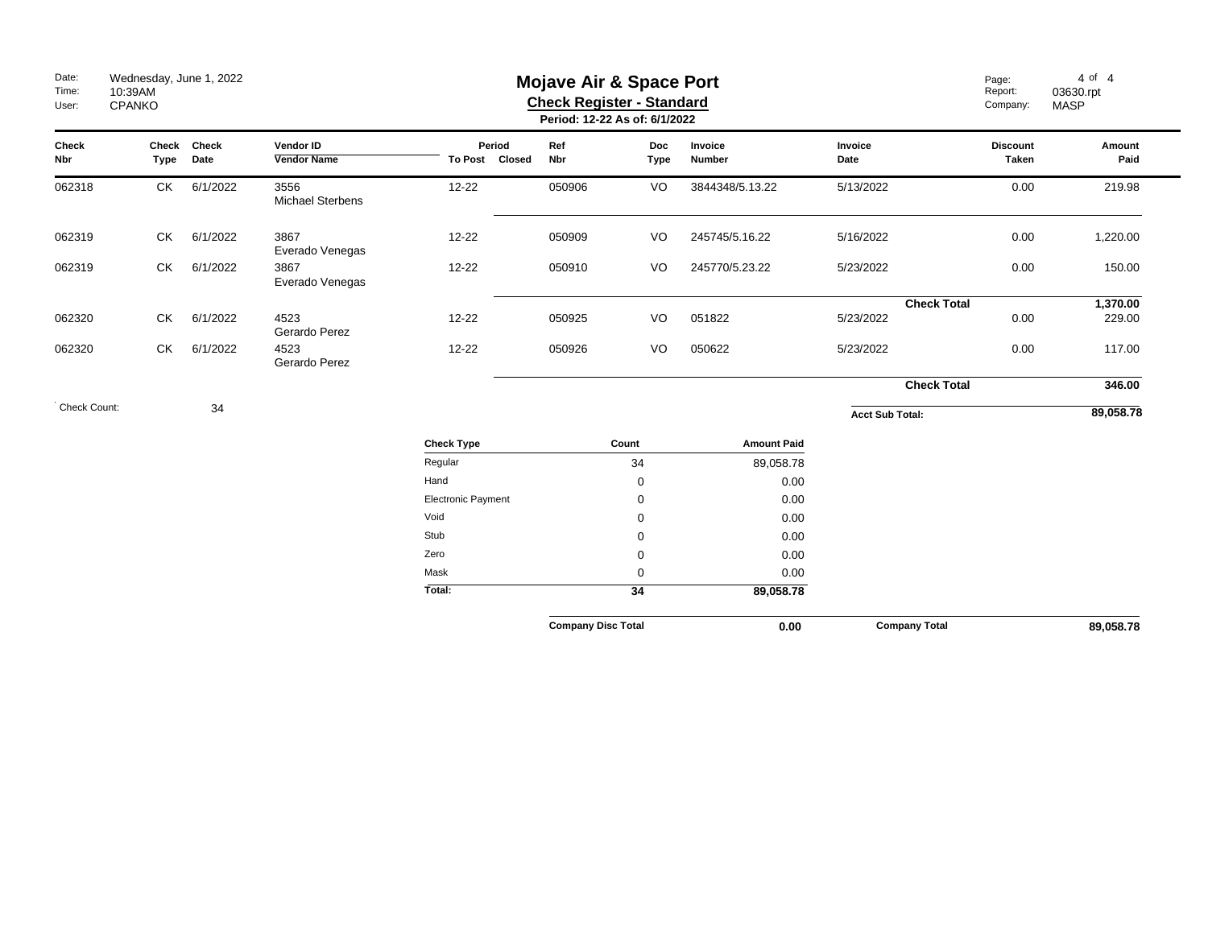Date: Wednesday, June 1, 2022
Time: 10:39AM
User: CPANKO

# Mojave Air & Space Port

## Check Register - Standard

**Period: 12-22 As of: 6/1/2022**

Report: 03630.rpt
Company: MASP

| Check Nbr | Check Type | Check Date | Vendor ID / Vendor Name | Period To Post | Period Closed | Ref Nbr | Doc Type | Invoice Number | Invoice Date | Discount Taken | Amount Paid |
|---|---|---|---|---|---|---|---|---|---|---|---|
| 062318 | CK | 6/1/2022 | 3556 Michael Sterbens | 12-22 | | 050906 | VO | 3844348/5.13.22 | 5/13/2022 | 0.00 | 219.98 |
| 062319 | CK | 6/1/2022 | 3867 Everado Venegas | 12-22 | | 050909 | VO | 245745/5.16.22 | 5/16/2022 | 0.00 | 1,220.00 |
| 062319 | CK | 6/1/2022 | 3867 Everado Venegas | 12-22 | | 050910 | VO | 245770/5.23.22 | 5/23/2022 | 0.00 | 150.00 |
| | | | | | | | | | **Check Total** | | **1,370.00** |
| 062320 | CK | 6/1/2022 | 4523 Gerardo Perez | 12-22 | | 050925 | VO | 051822 | 5/23/2022 | 0.00 | 229.00 |
| 062320 | CK | 6/1/2022 | 4523 Gerardo Perez | 12-22 | | 050926 | VO | 050622 | 5/23/2022 | 0.00 | 117.00 |
| | | | | | | | | | **Check Total** | | **346.00** |

Check Count: 34

**Acct Sub Total:** **89,058.78**

| Check Type | Count | Amount Paid |
|---|---|---|
| Regular | 34 | 89,058.78 |
| Hand | 0 | 0.00 |
| Electronic Payment | 0 | 0.00 |
| Void | 0 | 0.00 |
| Stub | 0 | 0.00 |
| Zero | 0 | 0.00 |
| Mask | 0 | 0.00 |
| **Total:** | **34** | **89,058.78** |

**Company Disc Total** **0.00** **Company Total** **89,058.78**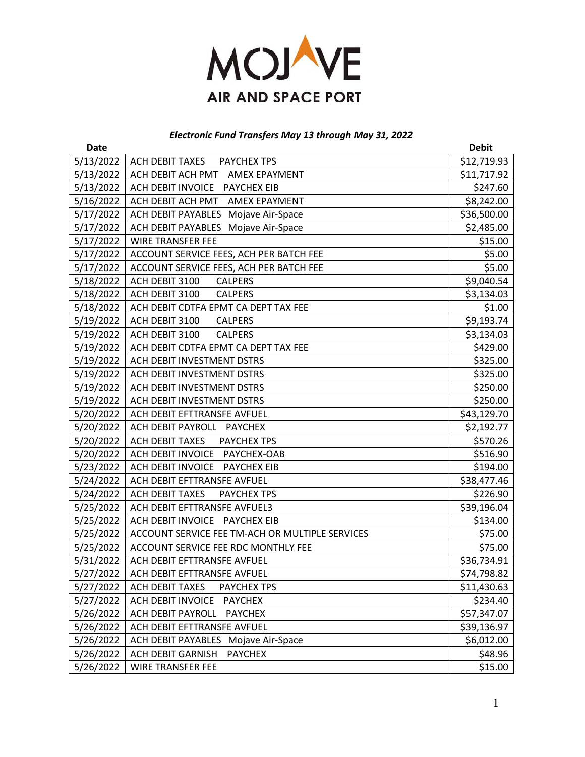MOJAVE AIR AND SPACE PORT

***Electronic Fund Transfers May 13 through May 31, 2022***

| Date | | Debit |
|---|---|---|
| 5/13/2022 | ACH DEBIT TAXES PAYCHEX TPS | $12,719.93 |
| 5/13/2022 | ACH DEBIT ACH PMT AMEX EPAYMENT | $11,717.92 |
| 5/13/2022 | ACH DEBIT INVOICE PAYCHEX EIB | $247.60 |
| 5/16/2022 | ACH DEBIT ACH PMT AMEX EPAYMENT | $8,242.00 |
| 5/17/2022 | ACH DEBIT PAYABLES Mojave Air-Space | $36,500.00 |
| 5/17/2022 | ACH DEBIT PAYABLES Mojave Air-Space | $2,485.00 |
| 5/17/2022 | WIRE TRANSFER FEE | $15.00 |
| 5/17/2022 | ACCOUNT SERVICE FEES, ACH PER BATCH FEE | $5.00 |
| 5/17/2022 | ACCOUNT SERVICE FEES, ACH PER BATCH FEE | $5.00 |
| 5/18/2022 | ACH DEBIT 3100 CALPERS | $9,040.54 |
| 5/18/2022 | ACH DEBIT 3100 CALPERS | $3,134.03 |
| 5/18/2022 | ACH DEBIT CDTFA EPMT CA DEPT TAX FEE | $1.00 |
| 5/19/2022 | ACH DEBIT 3100 CALPERS | $9,193.74 |
| 5/19/2022 | ACH DEBIT 3100 CALPERS | $3,134.03 |
| 5/19/2022 | ACH DEBIT CDTFA EPMT CA DEPT TAX FEE | $429.00 |
| 5/19/2022 | ACH DEBIT INVESTMENT DSTRS | $325.00 |
| 5/19/2022 | ACH DEBIT INVESTMENT DSTRS | $325.00 |
| 5/19/2022 | ACH DEBIT INVESTMENT DSTRS | $250.00 |
| 5/19/2022 | ACH DEBIT INVESTMENT DSTRS | $250.00 |
| 5/20/2022 | ACH DEBIT EFTTRANSFE AVFUEL | $43,129.70 |
| 5/20/2022 | ACH DEBIT PAYROLL PAYCHEX | $2,192.77 |
| 5/20/2022 | ACH DEBIT TAXES PAYCHEX TPS | $570.26 |
| 5/20/2022 | ACH DEBIT INVOICE PAYCHEX-OAB | $516.90 |
| 5/23/2022 | ACH DEBIT INVOICE PAYCHEX EIB | $194.00 |
| 5/24/2022 | ACH DEBIT EFTTRANSFE AVFUEL | $38,477.46 |
| 5/24/2022 | ACH DEBIT TAXES PAYCHEX TPS | $226.90 |
| 5/25/2022 | ACH DEBIT EFTTRANSFE AVFUEL3 | $39,196.04 |
| 5/25/2022 | ACH DEBIT INVOICE PAYCHEX EIB | $134.00 |
| 5/25/2022 | ACCOUNT SERVICE FEE TM-ACH OR MULTIPLE SERVICES | $75.00 |
| 5/25/2022 | ACCOUNT SERVICE FEE RDC MONTHLY FEE | $75.00 |
| 5/31/2022 | ACH DEBIT EFTTRANSFE AVFUEL | $36,734.91 |
| 5/27/2022 | ACH DEBIT EFTTRANSFE AVFUEL | $74,798.82 |
| 5/27/2022 | ACH DEBIT TAXES PAYCHEX TPS | $11,430.63 |
| 5/27/2022 | ACH DEBIT INVOICE PAYCHEX | $234.40 |
| 5/26/2022 | ACH DEBIT PAYROLL PAYCHEX | $57,347.07 |
| 5/26/2022 | ACH DEBIT EFTTRANSFE AVFUEL | $39,136.97 |
| 5/26/2022 | ACH DEBIT PAYABLES Mojave Air-Space | $6,012.00 |
| 5/26/2022 | ACH DEBIT GARNISH PAYCHEX | $48.96 |
| 5/26/2022 | WIRE TRANSFER FEE | $15.00 |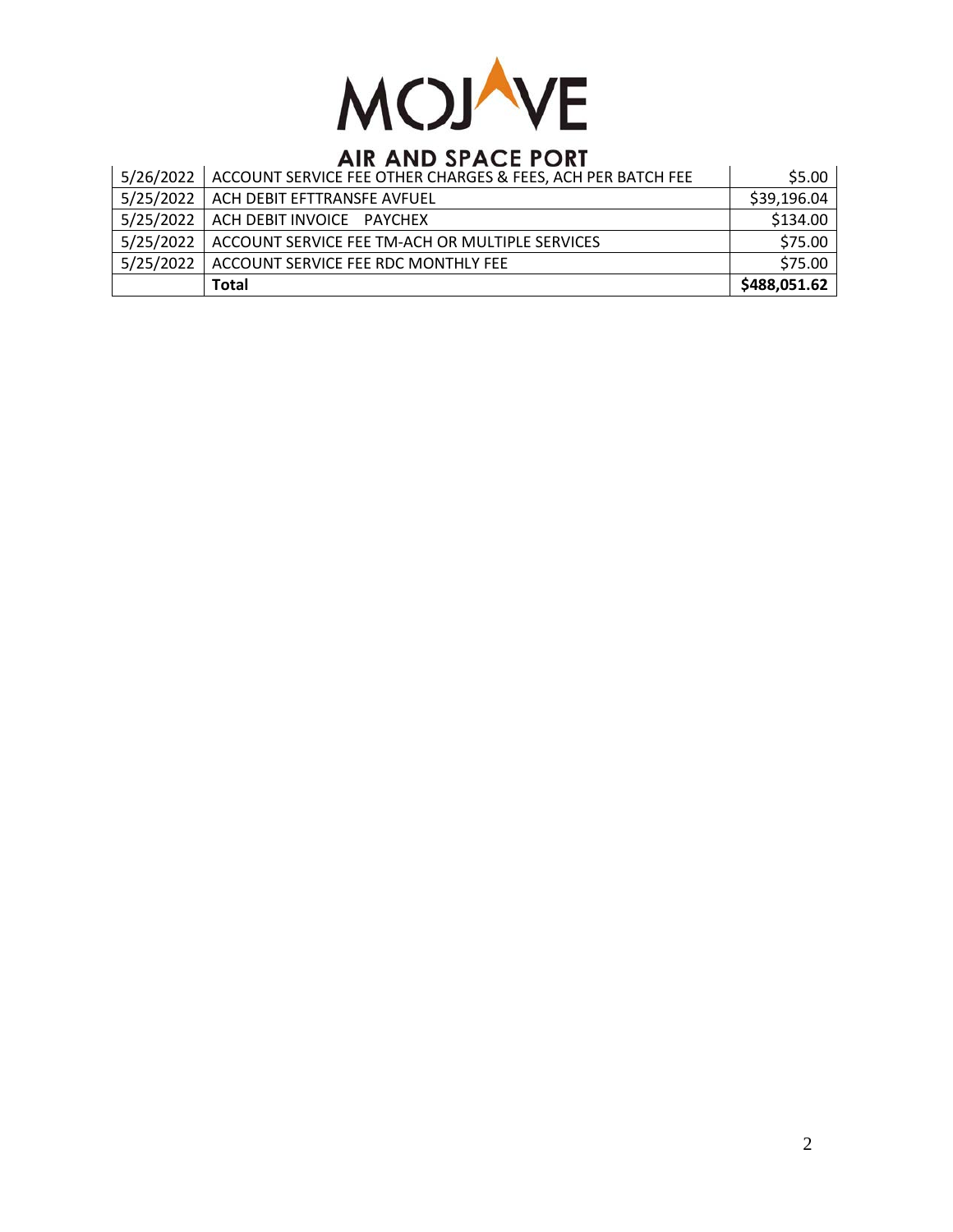MOJAVE

AIR AND SPACE PORT

| | | |
|---|---|---|
| 5/26/2022 | ACCOUNT SERVICE FEE OTHER CHARGES & FEES, ACH PER BATCH FEE | $5.00 |
| 5/25/2022 | ACH DEBIT EFTTRANSFE AVFUEL | $39,196.04 |
| 5/25/2022 | ACH DEBIT INVOICE PAYCHEX | $134.00 |
| 5/25/2022 | ACCOUNT SERVICE FEE TM-ACH OR MULTIPLE SERVICES | $75.00 |
| 5/25/2022 | ACCOUNT SERVICE FEE RDC MONTHLY FEE | $75.00 |
| | **Total** | **$488,051.62** |